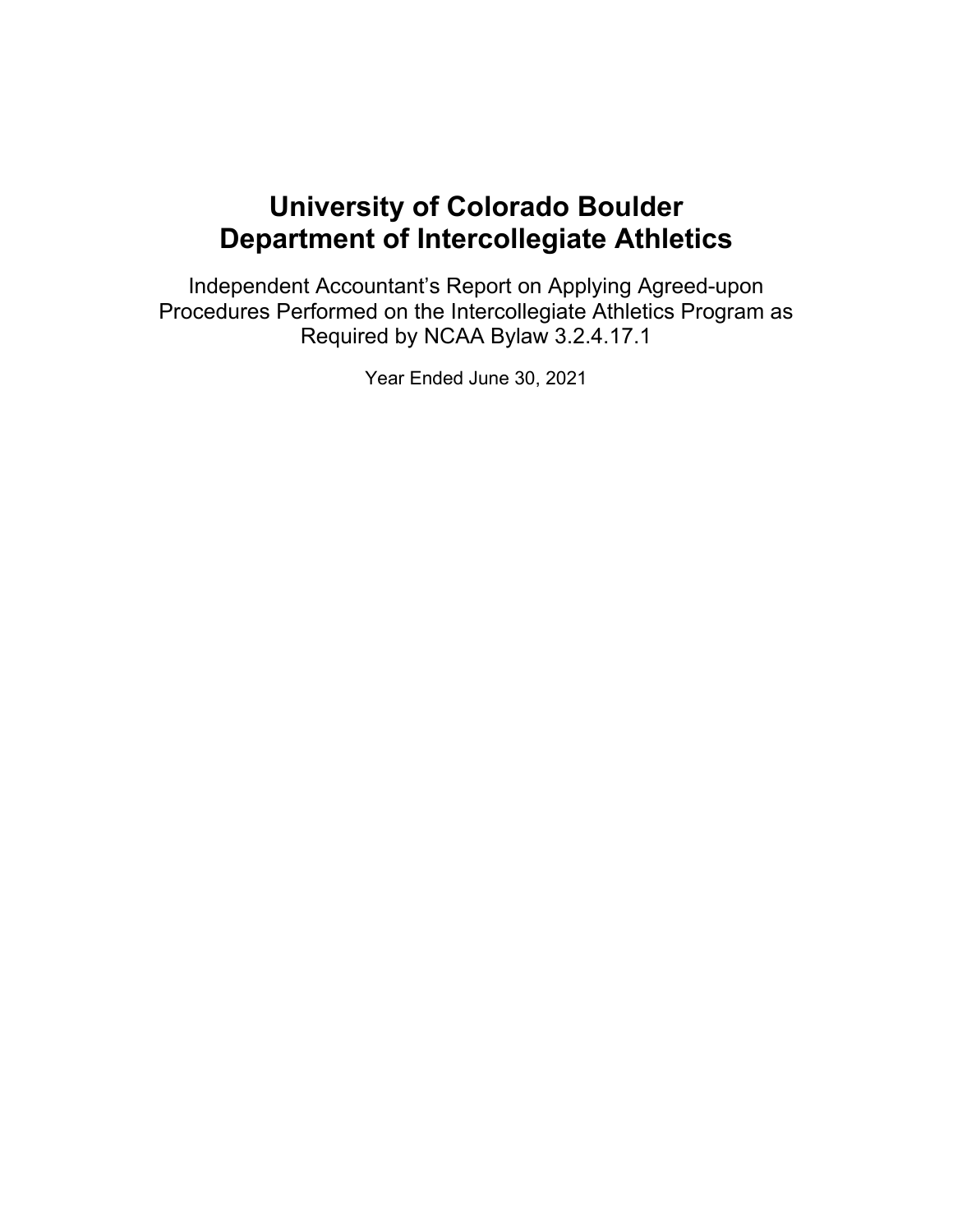# University of Colorado Boulder
# Department of Intercollegiate Athletics

Independent Accountant's Report on Applying Agreed-upon Procedures Performed on the Intercollegiate Athletics Program as Required by NCAA Bylaw 3.2.4.17.1

Year Ended June 30, 2021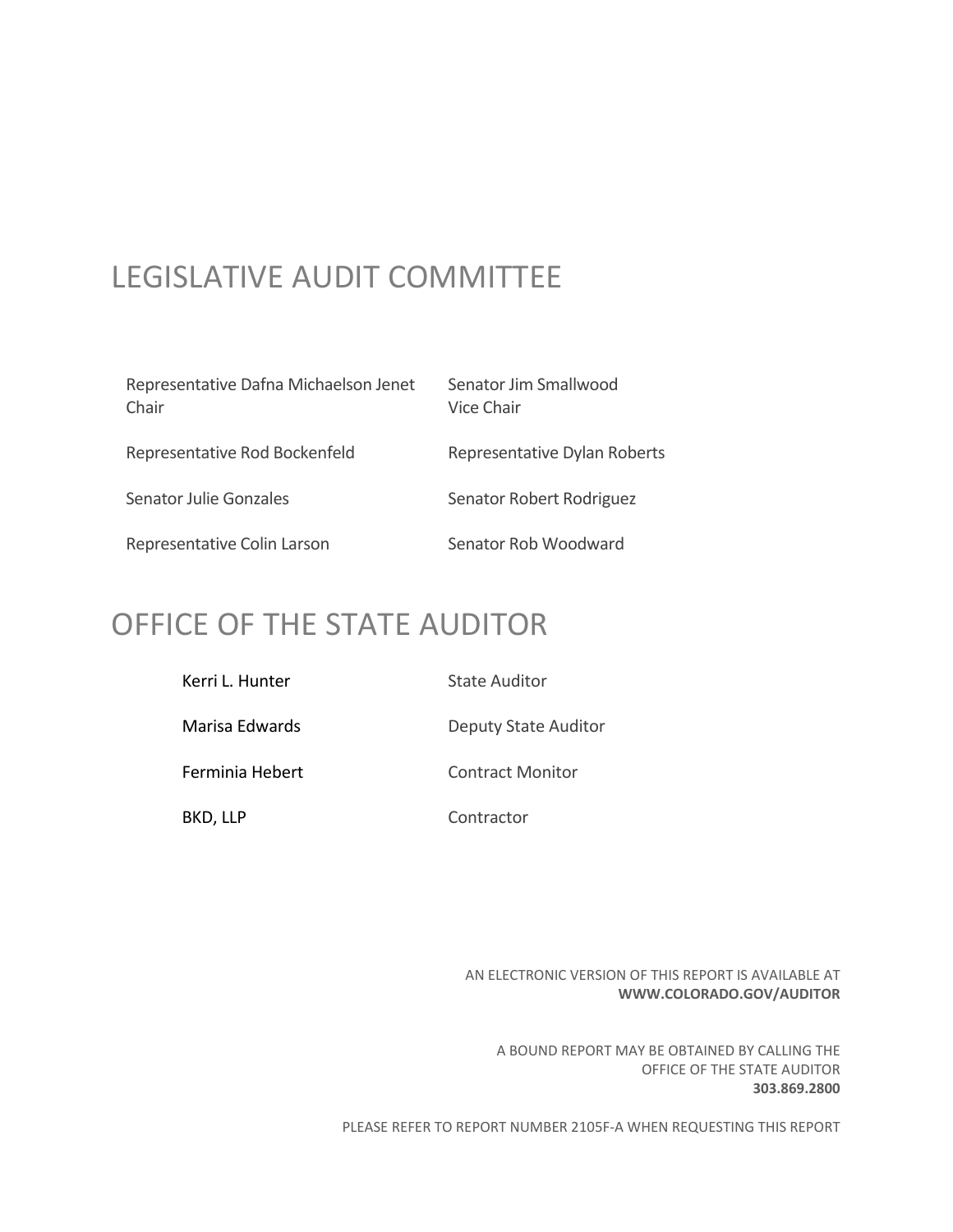# LEGISLATIVE AUDIT COMMITTEE

Representative Dafna Michaelson Jenet
Chair

Senator Jim Smallwood
Vice Chair

Representative Rod Bockenfeld

Representative Dylan Roberts

Senator Julie Gonzales

Senator Robert Rodriguez

Representative Colin Larson

Senator Rob Woodward

# OFFICE OF THE STATE AUDITOR

| | |
|---|---|
| Kerri L. Hunter | State Auditor |
| Marisa Edwards | Deputy State Auditor |
| Ferminia Hebert | Contract Monitor |
| BKD, LLP | Contractor |

AN ELECTRONIC VERSION OF THIS REPORT IS AVAILABLE AT
**WWW.COLORADO.GOV/AUDITOR**

A BOUND REPORT MAY BE OBTAINED BY CALLING THE
OFFICE OF THE STATE AUDITOR
**303.869.2800**

PLEASE REFER TO REPORT NUMBER 2105F-A WHEN REQUESTING THIS REPORT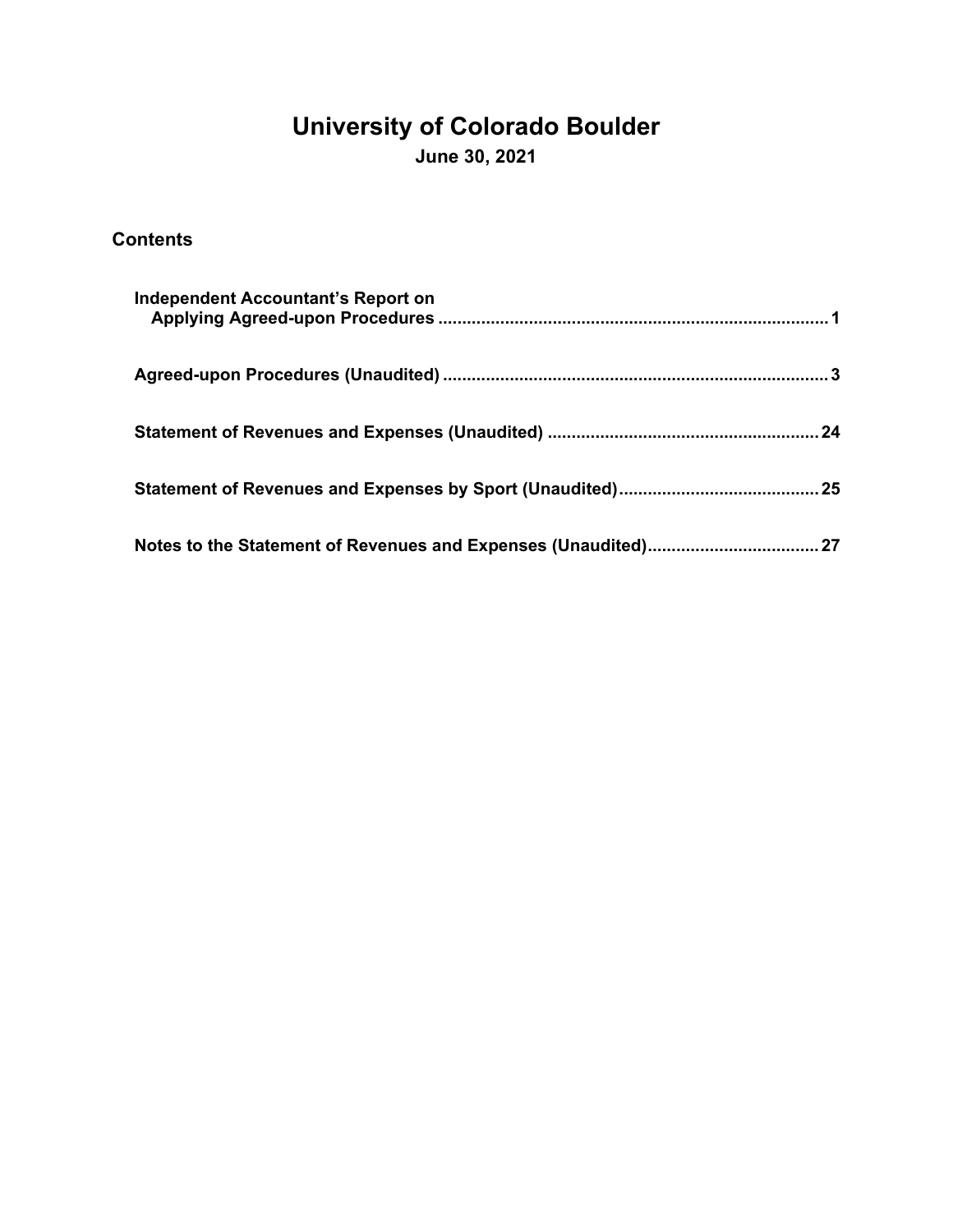# University of Colorado Boulder

**June 30, 2021**

## Contents

| | |
|---|---|
| **Independent Accountant's Report on Applying Agreed-upon Procedures** | **1** |
| **Agreed-upon Procedures (Unaudited)** | **3** |
| **Statement of Revenues and Expenses (Unaudited)** | **24** |
| **Statement of Revenues and Expenses by Sport (Unaudited)** | **25** |
| **Notes to the Statement of Revenues and Expenses (Unaudited)** | **27** |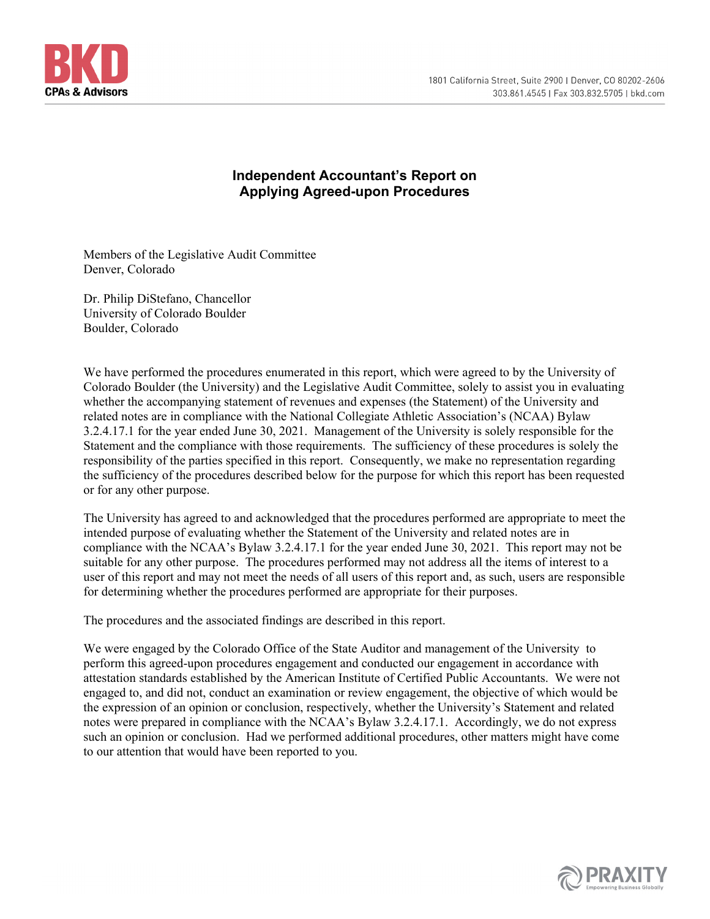# Independent Accountant's Report on Applying Agreed-upon Procedures

Members of the Legislative Audit Committee
Denver, Colorado

Dr. Philip DiStefano, Chancellor
University of Colorado Boulder
Boulder, Colorado

We have performed the procedures enumerated in this report, which were agreed to by the University of Colorado Boulder (the University) and the Legislative Audit Committee, solely to assist you in evaluating whether the accompanying statement of revenues and expenses (the Statement) of the University and related notes are in compliance with the National Collegiate Athletic Association's (NCAA) Bylaw 3.2.4.17.1 for the year ended June 30, 2021. Management of the University is solely responsible for the Statement and the compliance with those requirements. The sufficiency of these procedures is solely the responsibility of the parties specified in this report. Consequently, we make no representation regarding the sufficiency of the procedures described below for the purpose for which this report has been requested or for any other purpose.

The University has agreed to and acknowledged that the procedures performed are appropriate to meet the intended purpose of evaluating whether the Statement of the University and related notes are in compliance with the NCAA's Bylaw 3.2.4.17.1 for the year ended June 30, 2021. This report may not be suitable for any other purpose. The procedures performed may not address all the items of interest to a user of this report and may not meet the needs of all users of this report and, as such, users are responsible for determining whether the procedures performed are appropriate for their purposes.

The procedures and the associated findings are described in this report.

We were engaged by the Colorado Office of the State Auditor and management of the University to perform this agreed-upon procedures engagement and conducted our engagement in accordance with attestation standards established by the American Institute of Certified Public Accountants. We were not engaged to, and did not, conduct an examination or review engagement, the objective of which would be the expression of an opinion or conclusion, respectively, whether the University's Statement and related notes were prepared in compliance with the NCAA's Bylaw 3.2.4.17.1. Accordingly, we do not express such an opinion or conclusion. Had we performed additional procedures, other matters might have come to our attention that would have been reported to you.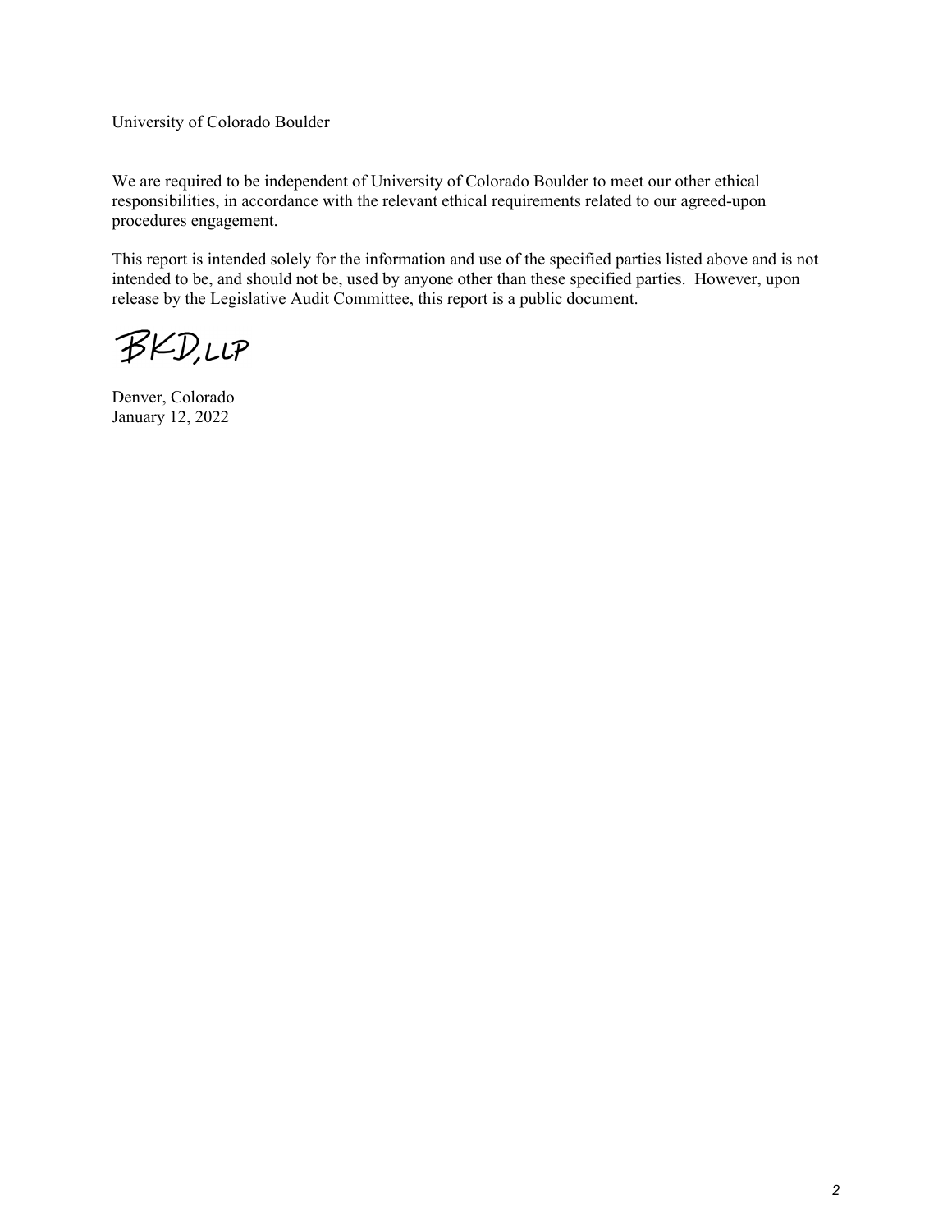University of Colorado Boulder

We are required to be independent of University of Colorado Boulder to meet our other ethical responsibilities, in accordance with the relevant ethical requirements related to our agreed-upon procedures engagement.

This report is intended solely for the information and use of the specified parties listed above and is not intended to be, and should not be, used by anyone other than these specified parties. However, upon release by the Legislative Audit Committee, this report is a public document.

BKD, LLP

Denver, Colorado
January 12, 2022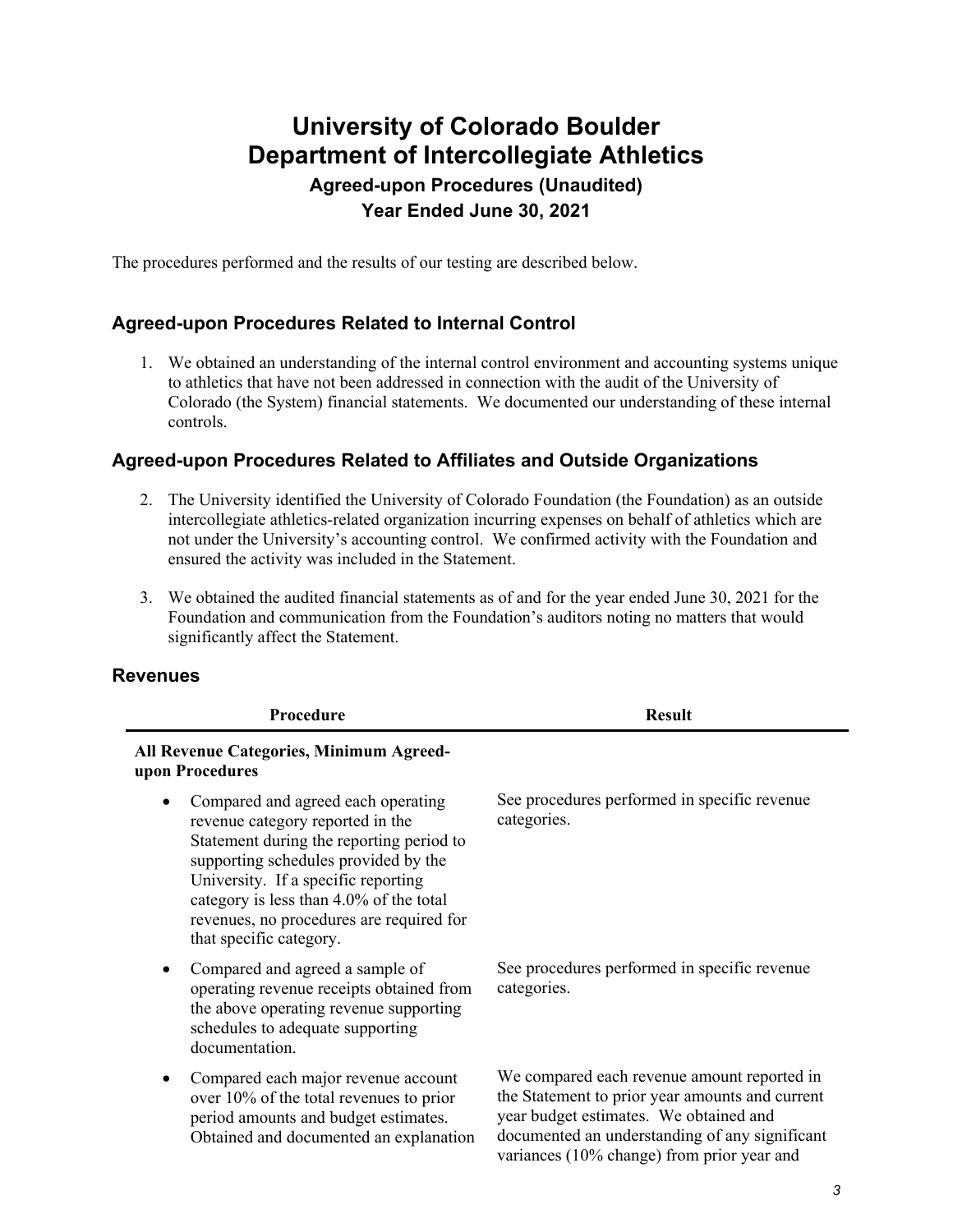# University of Colorado Boulder
# Department of Intercollegiate Athletics

### Agreed-upon Procedures (Unaudited)
### Year Ended June 30, 2021

The procedures performed and the results of our testing are described below.

## Agreed-upon Procedures Related to Internal Control

1. We obtained an understanding of the internal control environment and accounting systems unique to athletics that have not been addressed in connection with the audit of the University of Colorado (the System) financial statements. We documented our understanding of these internal controls.

## Agreed-upon Procedures Related to Affiliates and Outside Organizations

2. The University identified the University of Colorado Foundation (the Foundation) as an outside intercollegiate athletics-related organization incurring expenses on behalf of athletics which are not under the University's accounting control. We confirmed activity with the Foundation and ensured the activity was included in the Statement.

3. We obtained the audited financial statements as of and for the year ended June 30, 2021 for the Foundation and communication from the Foundation's auditors noting no matters that would significantly affect the Statement.

## Revenues

| Procedure | Result |
|---|---|
| **All Revenue Categories, Minimum Agreed-upon Procedures** | |
| • Compared and agreed each operating revenue category reported in the Statement during the reporting period to supporting schedules provided by the University. If a specific reporting category is less than 4.0% of the total revenues, no procedures are required for that specific category. | See procedures performed in specific revenue categories. |
| • Compared and agreed a sample of operating revenue receipts obtained from the above operating revenue supporting schedules to adequate supporting documentation. | See procedures performed in specific revenue categories. |
| • Compared each major revenue account over 10% of the total revenues to prior period amounts and budget estimates. Obtained and documented an explanation | We compared each revenue amount reported in the Statement to prior year amounts and current year budget estimates. We obtained and documented an understanding of any significant variances (10% change) from prior year and |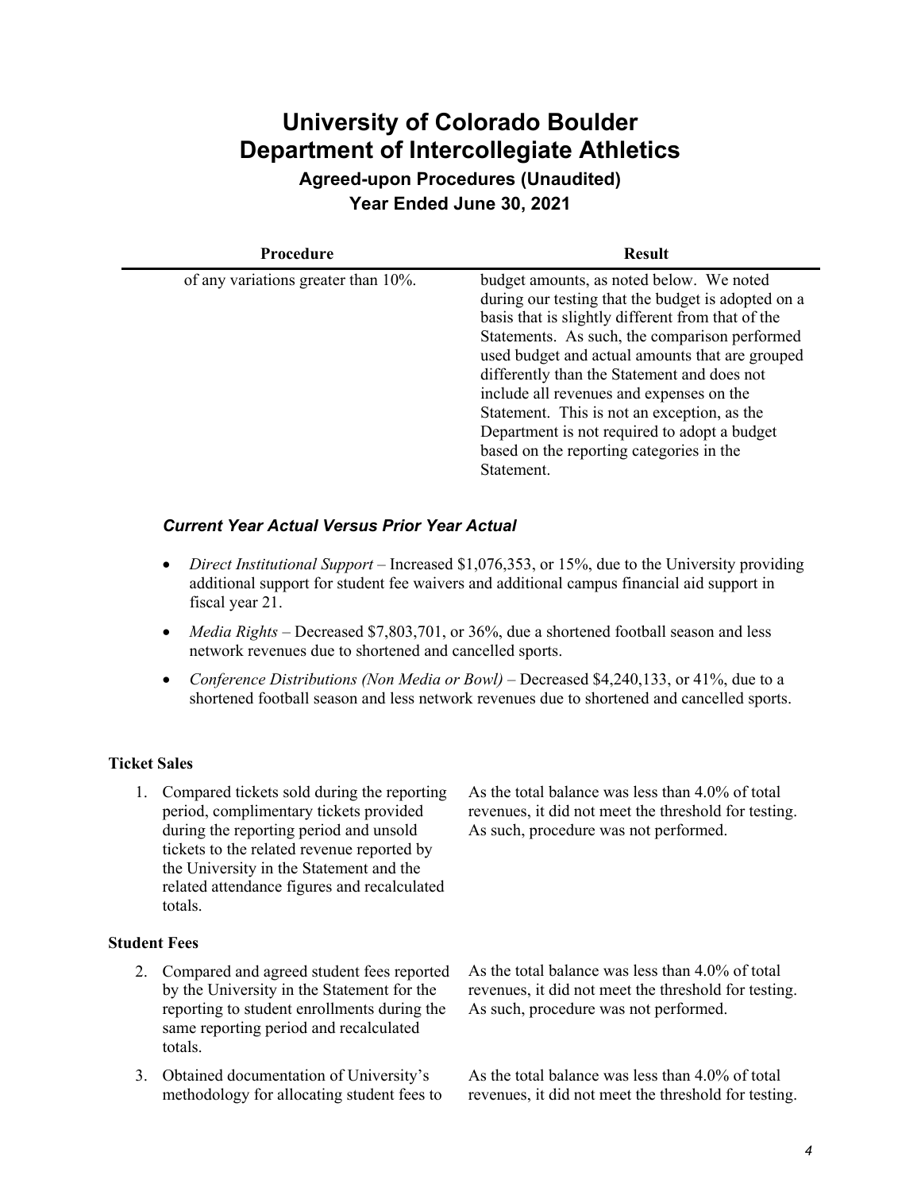# University of Colorado Boulder
# Department of Intercollegiate Athletics

### Agreed-upon Procedures (Unaudited)
### Year Ended June 30, 2021

| Procedure | Result |
|---|---|
| of any variations greater than 10%. | budget amounts, as noted below. We noted during our testing that the budget is adopted on a basis that is slightly different from that of the Statements. As such, the comparison performed used budget and actual amounts that are grouped differently than the Statement and does not include all revenues and expenses on the Statement. This is not an exception, as the Department is not required to adopt a budget based on the reporting categories in the Statement. |

***Current Year Actual Versus Prior Year Actual***

- *Direct Institutional Support* – Increased $1,076,353, or 15%, due to the University providing additional support for student fee waivers and additional campus financial aid support in fiscal year 21.
- *Media Rights* – Decreased $7,803,701, or 36%, due a shortened football season and less network revenues due to shortened and cancelled sports.
- *Conference Distributions (Non Media or Bowl)* – Decreased $4,240,133, or 41%, due to a shortened football season and less network revenues due to shortened and cancelled sports.

**Ticket Sales**

| Procedure | Result |
|---|---|
| 1. Compared tickets sold during the reporting period, complimentary tickets provided during the reporting period and unsold tickets to the related revenue reported by the University in the Statement and the related attendance figures and recalculated totals. | As the total balance was less than 4.0% of total revenues, it did not meet the threshold for testing. As such, procedure was not performed. |

**Student Fees**

| Procedure | Result |
|---|---|
| 2. Compared and agreed student fees reported by the University in the Statement for the reporting to student enrollments during the same reporting period and recalculated totals. | As the total balance was less than 4.0% of total revenues, it did not meet the threshold for testing. As such, procedure was not performed. |
| 3. Obtained documentation of University's methodology for allocating student fees to | As the total balance was less than 4.0% of total revenues, it did not meet the threshold for testing. |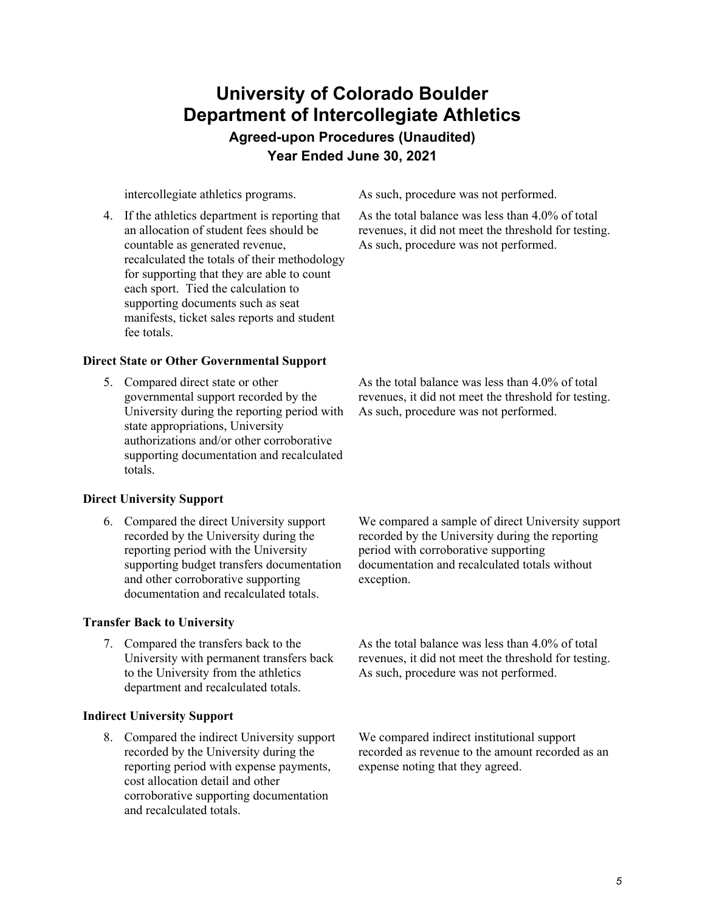intercollegiate athletics programs.

As such, procedure was not performed.

4. If the athletics department is reporting that an allocation of student fees should be countable as generated revenue, recalculated the totals of their methodology for supporting that they are able to count each sport. Tied the calculation to supporting documents such as seat manifests, ticket sales reports and student fee totals.

   As the total balance was less than 4.0% of total revenues, it did not meet the threshold for testing. As such, procedure was not performed.

**Direct State or Other Governmental Support**

5. Compared direct state or other governmental support recorded by the University during the reporting period with state appropriations, University authorizations and/or other corroborative supporting documentation and recalculated totals.

   As the total balance was less than 4.0% of total revenues, it did not meet the threshold for testing. As such, procedure was not performed.

**Direct University Support**

6. Compared the direct University support recorded by the University during the reporting period with the University supporting budget transfers documentation and other corroborative supporting documentation and recalculated totals.

   We compared a sample of direct University support recorded by the University during the reporting period with corroborative supporting documentation and recalculated totals without exception.

**Transfer Back to University**

7. Compared the transfers back to the University with permanent transfers back to the University from the athletics department and recalculated totals.

   As the total balance was less than 4.0% of total revenues, it did not meet the threshold for testing. As such, procedure was not performed.

**Indirect University Support**

8. Compared the indirect University support recorded by the University during the reporting period with expense payments, cost allocation detail and other corroborative supporting documentation and recalculated totals.

   We compared indirect institutional support recorded as revenue to the amount recorded as an expense noting that they agreed.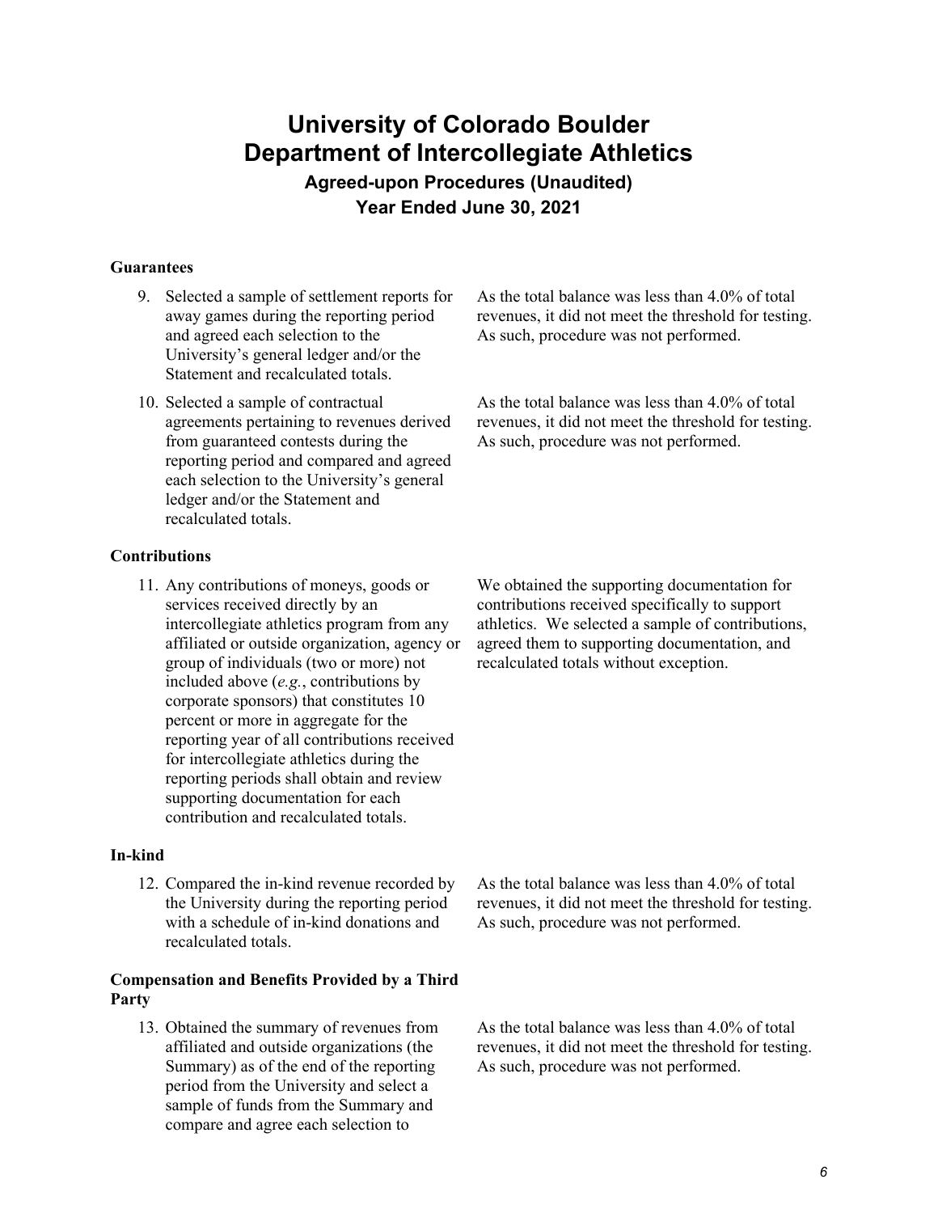# University of Colorado Boulder
# Department of Intercollegiate Athletics
## Agreed-upon Procedures (Unaudited)
## Year Ended June 30, 2021

**Guarantees**

| Procedure | Result |
|---|---|
| 9. Selected a sample of settlement reports for away games during the reporting period and agreed each selection to the University's general ledger and/or the Statement and recalculated totals. | As the total balance was less than 4.0% of total revenues, it did not meet the threshold for testing. As such, procedure was not performed. |
| 10. Selected a sample of contractual agreements pertaining to revenues derived from guaranteed contests during the reporting period and compared and agreed each selection to the University's general ledger and/or the Statement and recalculated totals. | As the total balance was less than 4.0% of total revenues, it did not meet the threshold for testing. As such, procedure was not performed. |

**Contributions**

| Procedure | Result |
|---|---|
| 11. Any contributions of moneys, goods or services received directly by an intercollegiate athletics program from any affiliated or outside organization, agency or group of individuals (two or more) not included above (*e.g.*, contributions by corporate sponsors) that constitutes 10 percent or more in aggregate for the reporting year of all contributions received for intercollegiate athletics during the reporting periods shall obtain and review supporting documentation for each contribution and recalculated totals. | We obtained the supporting documentation for contributions received specifically to support athletics. We selected a sample of contributions, agreed them to supporting documentation, and recalculated totals without exception. |

**In-kind**

| Procedure | Result |
|---|---|
| 12. Compared the in-kind revenue recorded by the University during the reporting period with a schedule of in-kind donations and recalculated totals. | As the total balance was less than 4.0% of total revenues, it did not meet the threshold for testing. As such, procedure was not performed. |

**Compensation and Benefits Provided by a Third Party**

| Procedure | Result |
|---|---|
| 13. Obtained the summary of revenues from affiliated and outside organizations (the Summary) as of the end of the reporting period from the University and select a sample of funds from the Summary and compare and agree each selection to | As the total balance was less than 4.0% of total revenues, it did not meet the threshold for testing. As such, procedure was not performed. |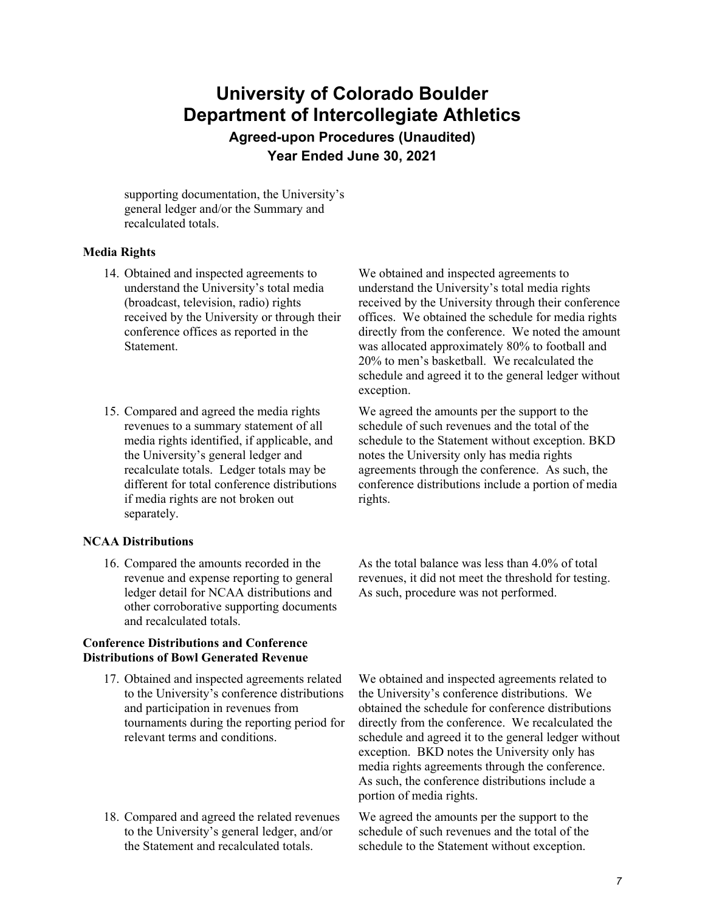supporting documentation, the University's general ledger and/or the Summary and recalculated totals.

**Media Rights**

| Procedure | Result |
| --- | --- |
| 14. Obtained and inspected agreements to understand the University's total media (broadcast, television, radio) rights received by the University or through their conference offices as reported in the Statement. | We obtained and inspected agreements to understand the University's total media rights received by the University through their conference offices. We obtained the schedule for media rights directly from the conference. We noted the amount was allocated approximately 80% to football and 20% to men's basketball. We recalculated the schedule and agreed it to the general ledger without exception. |
| 15. Compared and agreed the media rights revenues to a summary statement of all media rights identified, if applicable, and the University's general ledger and recalculate totals. Ledger totals may be different for total conference distributions if media rights are not broken out separately. | We agreed the amounts per the support to the schedule of such revenues and the total of the schedule to the Statement without exception. BKD notes the University only has media rights agreements through the conference. As such, the conference distributions include a portion of media rights. |

**NCAA Distributions**

| Procedure | Result |
| --- | --- |
| 16. Compared the amounts recorded in the revenue and expense reporting to general ledger detail for NCAA distributions and other corroborative supporting documents and recalculated totals. | As the total balance was less than 4.0% of total revenues, it did not meet the threshold for testing. As such, procedure was not performed. |

**Conference Distributions and Conference Distributions of Bowl Generated Revenue**

| Procedure | Result |
| --- | --- |
| 17. Obtained and inspected agreements related to the University's conference distributions and participation in revenues from tournaments during the reporting period for relevant terms and conditions. | We obtained and inspected agreements related to the University's conference distributions. We obtained the schedule for conference distributions directly from the conference. We recalculated the schedule and agreed it to the general ledger without exception. BKD notes the University only has media rights agreements through the conference. As such, the conference distributions include a portion of media rights. |
| 18. Compared and agreed the related revenues to the University's general ledger, and/or the Statement and recalculated totals. | We agreed the amounts per the support to the schedule of such revenues and the total of the schedule to the Statement without exception. |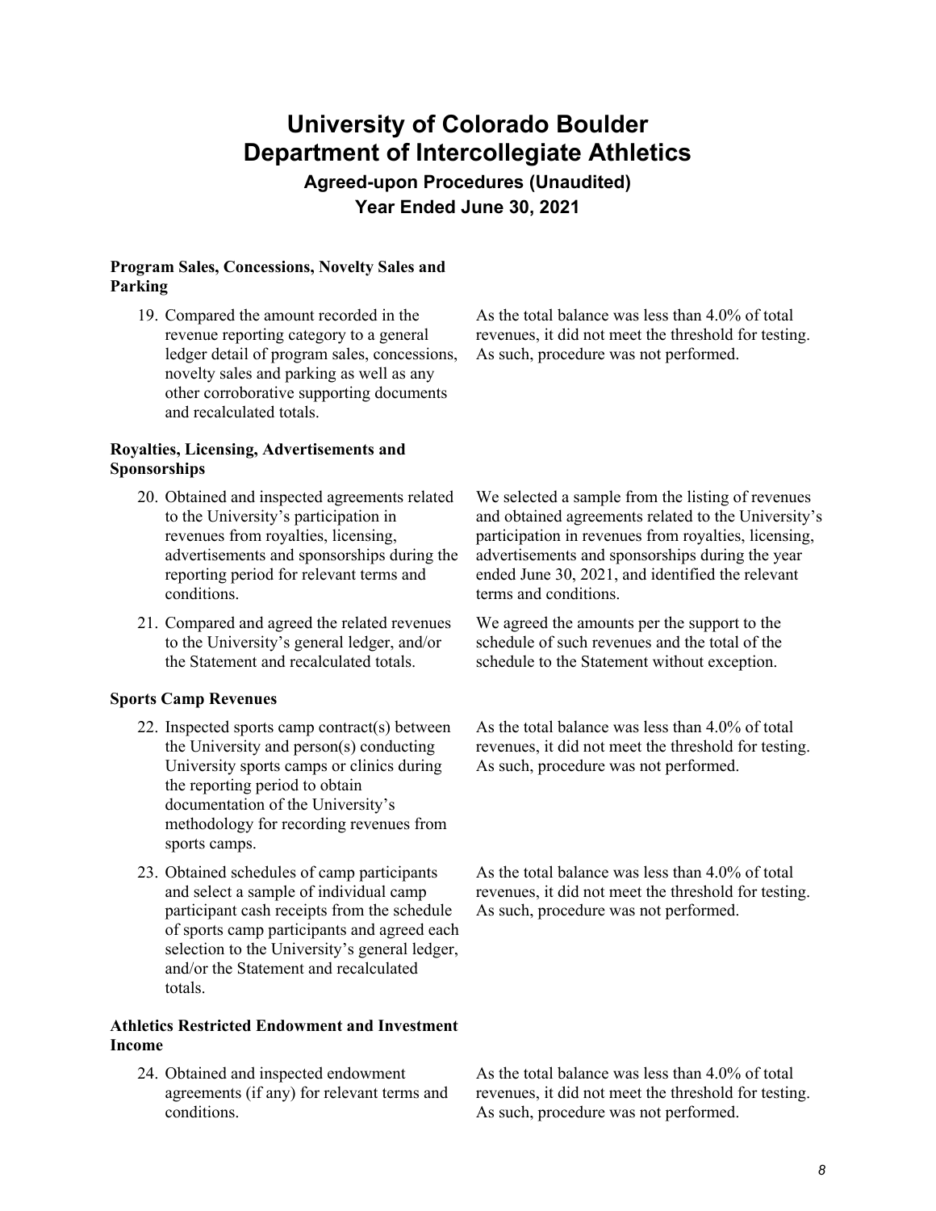# University of Colorado Boulder
# Department of Intercollegiate Athletics
## Agreed-upon Procedures (Unaudited)
## Year Ended June 30, 2021

**Program Sales, Concessions, Novelty Sales and Parking**

| Procedure | Result |
|---|---|
| 19. Compared the amount recorded in the revenue reporting category to a general ledger detail of program sales, concessions, novelty sales and parking as well as any other corroborative supporting documents and recalculated totals. | As the total balance was less than 4.0% of total revenues, it did not meet the threshold for testing. As such, procedure was not performed. |

**Royalties, Licensing, Advertisements and Sponsorships**

| Procedure | Result |
|---|---|
| 20. Obtained and inspected agreements related to the University's participation in revenues from royalties, licensing, advertisements and sponsorships during the reporting period for relevant terms and conditions. | We selected a sample from the listing of revenues and obtained agreements related to the University's participation in revenues from royalties, licensing, advertisements and sponsorships during the year ended June 30, 2021, and identified the relevant terms and conditions. |
| 21. Compared and agreed the related revenues to the University's general ledger, and/or the Statement and recalculated totals. | We agreed the amounts per the support to the schedule of such revenues and the total of the schedule to the Statement without exception. |

**Sports Camp Revenues**

| Procedure | Result |
|---|---|
| 22. Inspected sports camp contract(s) between the University and person(s) conducting University sports camps or clinics during the reporting period to obtain documentation of the University's methodology for recording revenues from sports camps. | As the total balance was less than 4.0% of total revenues, it did not meet the threshold for testing. As such, procedure was not performed. |
| 23. Obtained schedules of camp participants and select a sample of individual camp participant cash receipts from the schedule of sports camp participants and agreed each selection to the University's general ledger, and/or the Statement and recalculated totals. | As the total balance was less than 4.0% of total revenues, it did not meet the threshold for testing. As such, procedure was not performed. |

**Athletics Restricted Endowment and Investment Income**

| Procedure | Result |
|---|---|
| 24. Obtained and inspected endowment agreements (if any) for relevant terms and conditions. | As the total balance was less than 4.0% of total revenues, it did not meet the threshold for testing. As such, procedure was not performed. |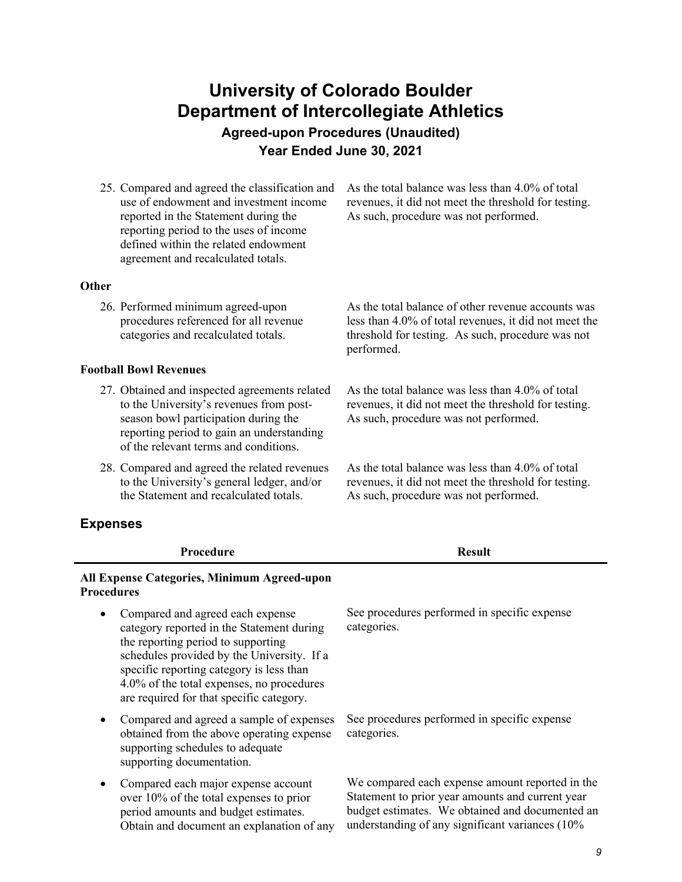# University of Colorado Boulder
# Department of Intercollegiate Athletics
## Agreed-upon Procedures (Unaudited)
## Year Ended June 30, 2021

| Procedure | Result |
|---|---|
| 25. Compared and agreed the classification and use of endowment and investment income reported in the Statement during the reporting period to the uses of income defined within the related endowment agreement and recalculated totals. | As the total balance was less than 4.0% of total revenues, it did not meet the threshold for testing. As such, procedure was not performed. |
| **Other** | |
| 26. Performed minimum agreed-upon procedures referenced for all revenue categories and recalculated totals. | As the total balance of other revenue accounts was less than 4.0% of total revenues, it did not meet the threshold for testing. As such, procedure was not performed. |
| **Football Bowl Revenues** | |
| 27. Obtained and inspected agreements related to the University's revenues from post-season bowl participation during the reporting period to gain an understanding of the relevant terms and conditions. | As the total balance was less than 4.0% of total revenues, it did not meet the threshold for testing. As such, procedure was not performed. |
| 28. Compared and agreed the related revenues to the University's general ledger, and/or the Statement and recalculated totals. | As the total balance was less than 4.0% of total revenues, it did not meet the threshold for testing. As such, procedure was not performed. |

## Expenses

| Procedure | Result |
|---|---|
| **All Expense Categories, Minimum Agreed-upon Procedures** | |
| • Compared and agreed each expense category reported in the Statement during the reporting period to supporting schedules provided by the University. If a specific reporting category is less than 4.0% of the total expenses, no procedures are required for that specific category. | See procedures performed in specific expense categories. |
| • Compared and agreed a sample of expenses obtained from the above operating expense supporting schedules to adequate supporting documentation. | See procedures performed in specific expense categories. |
| • Compared each major expense account over 10% of the total expenses to prior period amounts and budget estimates. Obtain and document an explanation of any | We compared each expense amount reported in the Statement to prior year amounts and current year budget estimates. We obtained and documented an understanding of any significant variances (10% |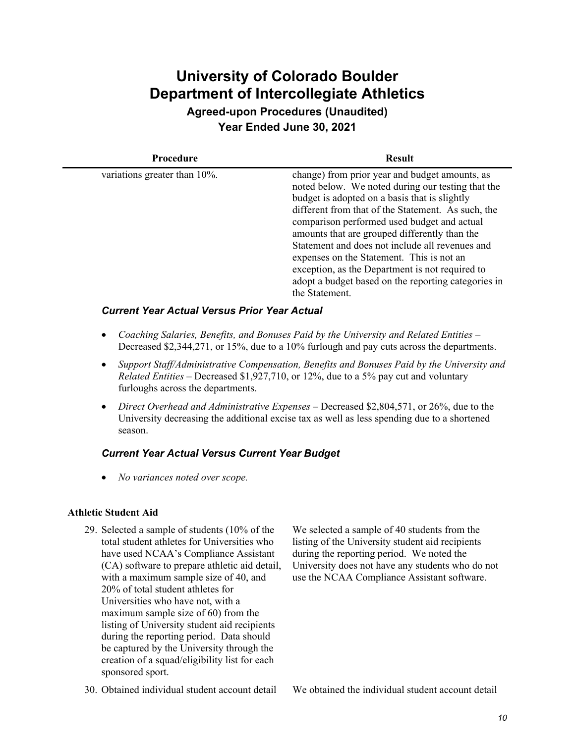| Procedure | Result |
|---|---|
| variations greater than 10%. | change) from prior year and budget amounts, as noted below. We noted during our testing that the budget is adopted on a basis that is slightly different from that of the Statement. As such, the comparison performed used budget and actual amounts that are grouped differently than the Statement and does not include all revenues and expenses on the Statement. This is not an exception, as the Department is not required to adopt a budget based on the reporting categories in the Statement. |

### *Current Year Actual Versus Prior Year Actual*

- *Coaching Salaries, Benefits, and Bonuses Paid by the University and Related Entities* – Decreased $2,344,271, or 15%, due to a 10% furlough and pay cuts across the departments.
- *Support Staff/Administrative Compensation, Benefits and Bonuses Paid by the University and Related Entities* – Decreased $1,927,710, or 12%, due to a 5% pay cut and voluntary furloughs across the departments.
- *Direct Overhead and Administrative Expenses* – Decreased $2,804,571, or 26%, due to the University decreasing the additional excise tax as well as less spending due to a shortened season.

### *Current Year Actual Versus Current Year Budget*

- *No variances noted over scope.*

**Athletic Student Aid**

| Procedure | Result |
|---|---|
| 29. Selected a sample of students (10% of the total student athletes for Universities who have used NCAA's Compliance Assistant (CA) software to prepare athletic aid detail, with a maximum sample size of 40, and 20% of total student athletes for Universities who have not, with a maximum sample size of 60) from the listing of University student aid recipients during the reporting period. Data should be captured by the University through the creation of a squad/eligibility list for each sponsored sport. | We selected a sample of 40 students from the listing of the University student aid recipients during the reporting period. We noted the University does not have any students who do not use the NCAA Compliance Assistant software. |
| 30. Obtained individual student account detail | We obtained the individual student account detail |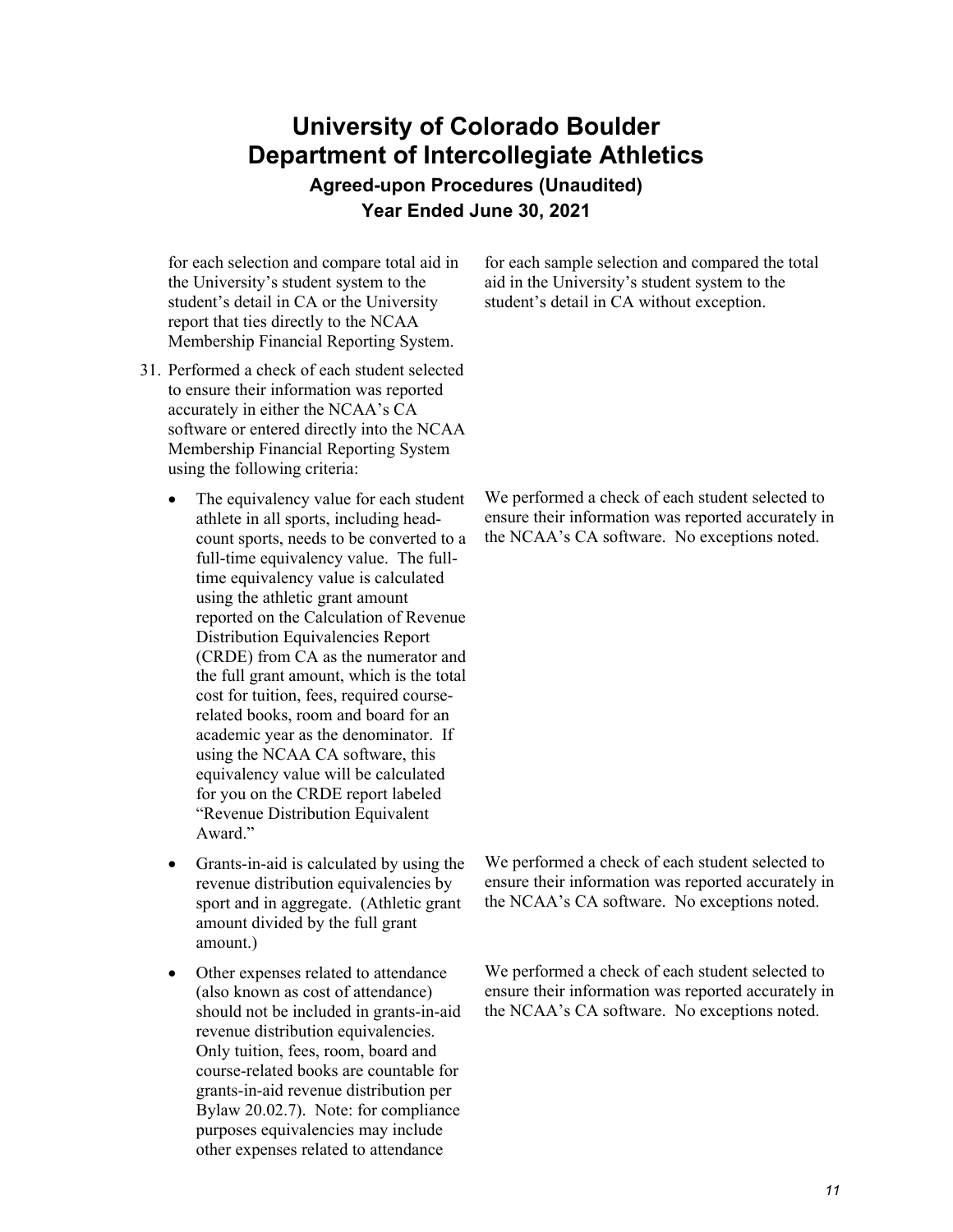# University of Colorado Boulder
# Department of Intercollegiate Athletics
## Agreed-upon Procedures (Unaudited)
## Year Ended June 30, 2021

| | |
|---|---|
| for each selection and compare total aid in the University's student system to the student's detail in CA or the University report that ties directly to the NCAA Membership Financial Reporting System. | for each sample selection and compared the total aid in the University's student system to the student's detail in CA without exception. |
| 31. Performed a check of each student selected to ensure their information was reported accurately in either the NCAA's CA software or entered directly into the NCAA Membership Financial Reporting System using the following criteria: | |
| • The equivalency value for each student athlete in all sports, including head-count sports, needs to be converted to a full-time equivalency value. The full-time equivalency value is calculated using the athletic grant amount reported on the Calculation of Revenue Distribution Equivalencies Report (CRDE) from CA as the numerator and the full grant amount, which is the total cost for tuition, fees, required course-related books, room and board for an academic year as the denominator. If using the NCAA CA software, this equivalency value will be calculated for you on the CRDE report labeled "Revenue Distribution Equivalent Award." | We performed a check of each student selected to ensure their information was reported accurately in the NCAA's CA software. No exceptions noted. |
| • Grants-in-aid is calculated by using the revenue distribution equivalencies by sport and in aggregate. (Athletic grant amount divided by the full grant amount.) | We performed a check of each student selected to ensure their information was reported accurately in the NCAA's CA software. No exceptions noted. |
| • Other expenses related to attendance (also known as cost of attendance) should not be included in grants-in-aid revenue distribution equivalencies. Only tuition, fees, room, board and course-related books are countable for grants-in-aid revenue distribution per Bylaw 20.02.7). Note: for compliance purposes equivalencies may include other expenses related to attendance | We performed a check of each student selected to ensure their information was reported accurately in the NCAA's CA software. No exceptions noted. |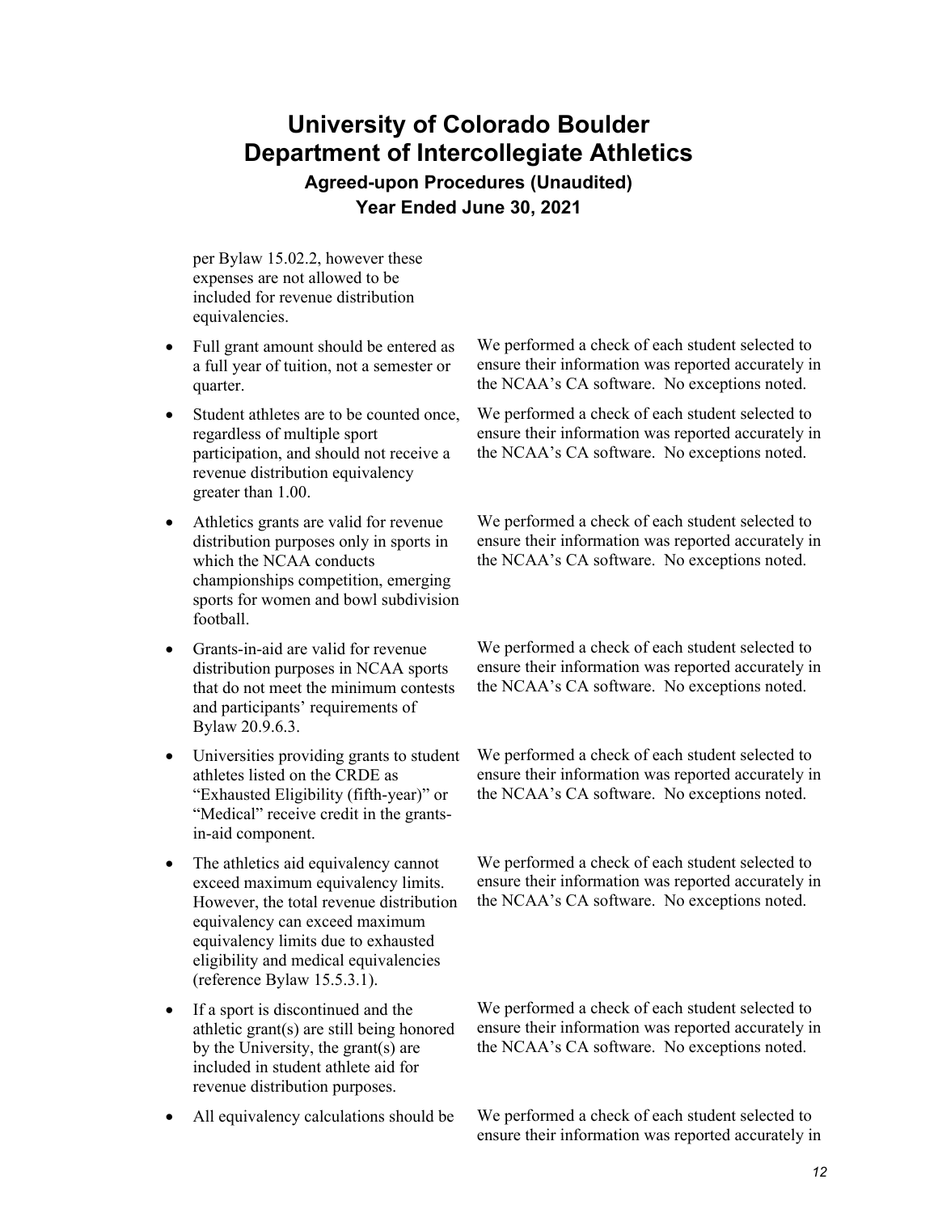# University of Colorado Boulder
# Department of Intercollegiate Athletics

### Agreed-upon Procedures (Unaudited)
### Year Ended June 30, 2021

| | |
|---|---|
| per Bylaw 15.02.2, however these expenses are not allowed to be included for revenue distribution equivalencies. | |
| • Full grant amount should be entered as a full year of tuition, not a semester or quarter. | We performed a check of each student selected to ensure their information was reported accurately in the NCAA's CA software. No exceptions noted. |
| • Student athletes are to be counted once, regardless of multiple sport participation, and should not receive a revenue distribution equivalency greater than 1.00. | We performed a check of each student selected to ensure their information was reported accurately in the NCAA's CA software. No exceptions noted. |
| • Athletics grants are valid for revenue distribution purposes only in sports in which the NCAA conducts championships competition, emerging sports for women and bowl subdivision football. | We performed a check of each student selected to ensure their information was reported accurately in the NCAA's CA software. No exceptions noted. |
| • Grants-in-aid are valid for revenue distribution purposes in NCAA sports that do not meet the minimum contests and participants' requirements of Bylaw 20.9.6.3. | We performed a check of each student selected to ensure their information was reported accurately in the NCAA's CA software. No exceptions noted. |
| • Universities providing grants to student athletes listed on the CRDE as "Exhausted Eligibility (fifth-year)" or "Medical" receive credit in the grants-in-aid component. | We performed a check of each student selected to ensure their information was reported accurately in the NCAA's CA software. No exceptions noted. |
| • The athletics aid equivalency cannot exceed maximum equivalency limits. However, the total revenue distribution equivalency can exceed maximum equivalency limits due to exhausted eligibility and medical equivalencies (reference Bylaw 15.5.3.1). | We performed a check of each student selected to ensure their information was reported accurately in the NCAA's CA software. No exceptions noted. |
| • If a sport is discontinued and the athletic grant(s) are still being honored by the University, the grant(s) are included in student athlete aid for revenue distribution purposes. | We performed a check of each student selected to ensure their information was reported accurately in the NCAA's CA software. No exceptions noted. |
| • All equivalency calculations should be | We performed a check of each student selected to ensure their information was reported accurately in |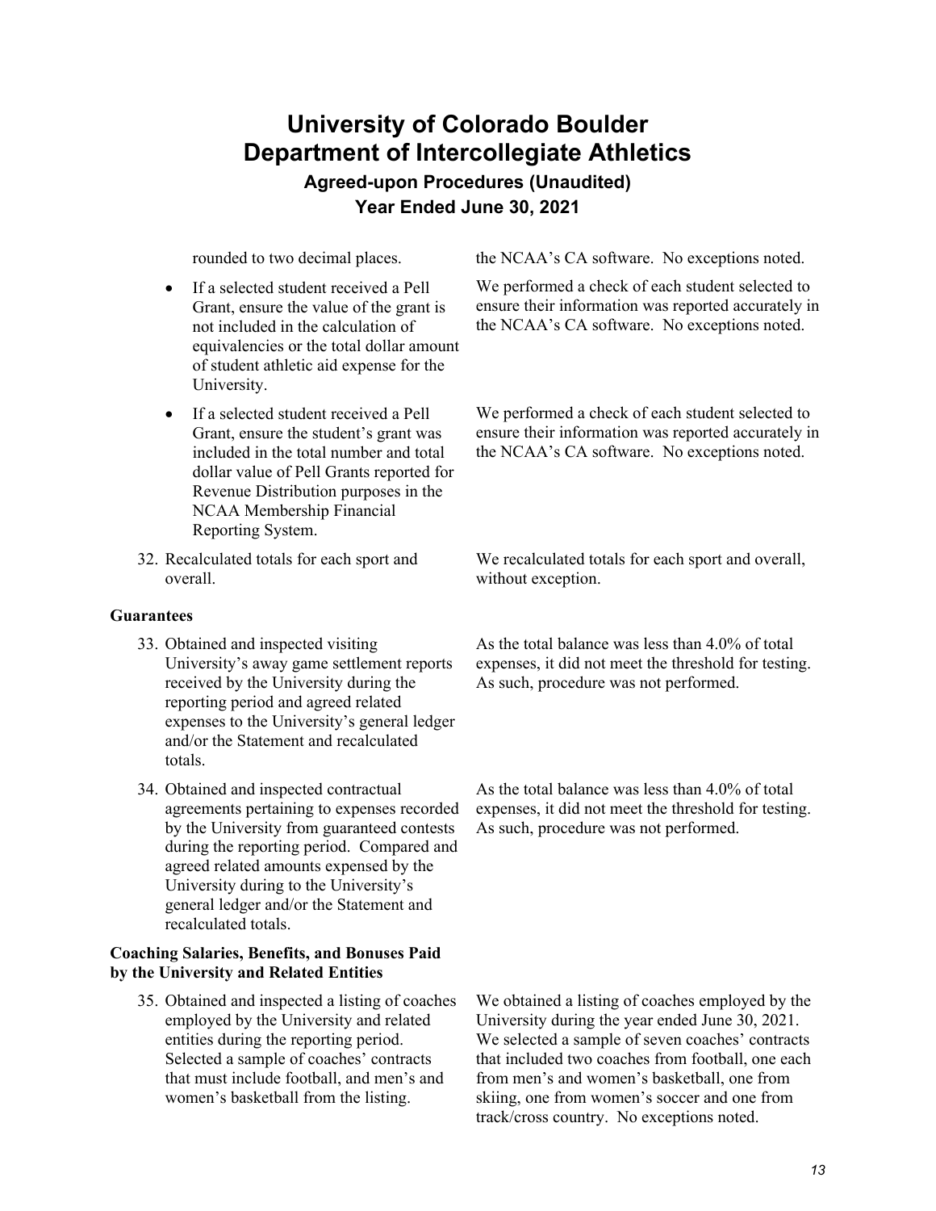| Procedure | Result |
|---|---|
| rounded to two decimal places. | the NCAA's CA software. No exceptions noted. |
| • If a selected student received a Pell Grant, ensure the value of the grant is not included in the calculation of equivalencies or the total dollar amount of student athletic aid expense for the University. | We performed a check of each student selected to ensure their information was reported accurately in the NCAA's CA software. No exceptions noted. |
| • If a selected student received a Pell Grant, ensure the student's grant was included in the total number and total dollar value of Pell Grants reported for Revenue Distribution purposes in the NCAA Membership Financial Reporting System. | We performed a check of each student selected to ensure their information was reported accurately in the NCAA's CA software. No exceptions noted. |
| 32. Recalculated totals for each sport and overall. | We recalculated totals for each sport and overall, without exception. |

**Guarantees**

| Procedure | Result |
|---|---|
| 33. Obtained and inspected visiting University's away game settlement reports received by the University during the reporting period and agreed related expenses to the University's general ledger and/or the Statement and recalculated totals. | As the total balance was less than 4.0% of total expenses, it did not meet the threshold for testing. As such, procedure was not performed. |
| 34. Obtained and inspected contractual agreements pertaining to expenses recorded by the University from guaranteed contests during the reporting period. Compared and agreed related amounts expensed by the University during to the University's general ledger and/or the Statement and recalculated totals. | As the total balance was less than 4.0% of total expenses, it did not meet the threshold for testing. As such, procedure was not performed. |

**Coaching Salaries, Benefits, and Bonuses Paid by the University and Related Entities**

| Procedure | Result |
|---|---|
| 35. Obtained and inspected a listing of coaches employed by the University and related entities during the reporting period. Selected a sample of coaches' contracts that must include football, and men's and women's basketball from the listing. | We obtained a listing of coaches employed by the University during the year ended June 30, 2021. We selected a sample of seven coaches' contracts that included two coaches from football, one each from men's and women's basketball, one from skiing, one from women's soccer and one from track/cross country. No exceptions noted. |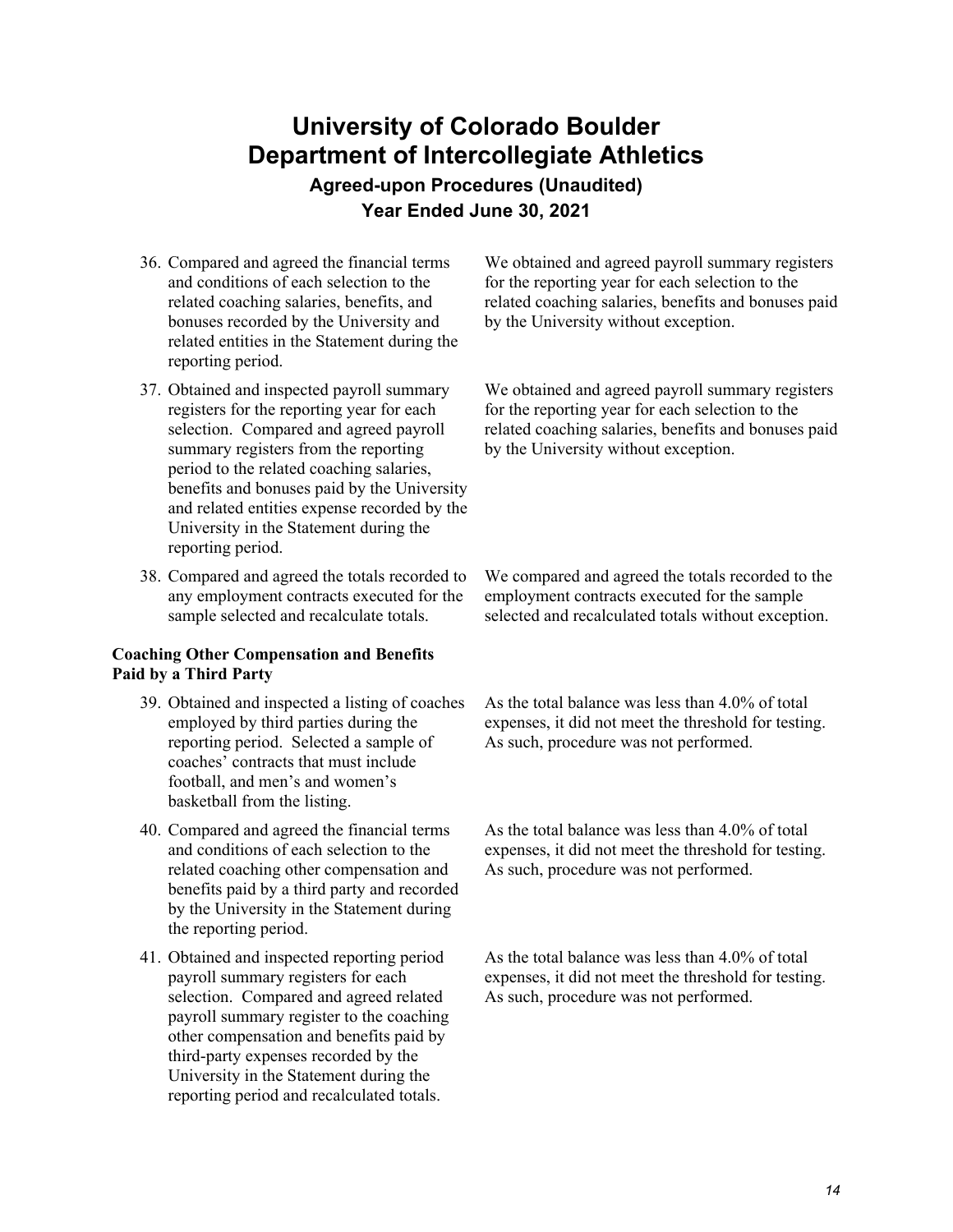# University of Colorado Boulder
# Department of Intercollegiate Athletics
## Agreed-upon Procedures (Unaudited)
## Year Ended June 30, 2021

| Procedure | Result |
|---|---|
| 36. Compared and agreed the financial terms and conditions of each selection to the related coaching salaries, benefits, and bonuses recorded by the University and related entities in the Statement during the reporting period. | We obtained and agreed payroll summary registers for the reporting year for each selection to the related coaching salaries, benefits and bonuses paid by the University without exception. |
| 37. Obtained and inspected payroll summary registers for the reporting year for each selection. Compared and agreed payroll summary registers from the reporting period to the related coaching salaries, benefits and bonuses paid by the University and related entities expense recorded by the University in the Statement during the reporting period. | We obtained and agreed payroll summary registers for the reporting year for each selection to the related coaching salaries, benefits and bonuses paid by the University without exception. |
| 38. Compared and agreed the totals recorded to any employment contracts executed for the sample selected and recalculate totals. | We compared and agreed the totals recorded to the employment contracts executed for the sample selected and recalculated totals without exception. |

**Coaching Other Compensation and Benefits Paid by a Third Party**

| Procedure | Result |
|---|---|
| 39. Obtained and inspected a listing of coaches employed by third parties during the reporting period. Selected a sample of coaches' contracts that must include football, and men's and women's basketball from the listing. | As the total balance was less than 4.0% of total expenses, it did not meet the threshold for testing. As such, procedure was not performed. |
| 40. Compared and agreed the financial terms and conditions of each selection to the related coaching other compensation and benefits paid by a third party and recorded by the University in the Statement during the reporting period. | As the total balance was less than 4.0% of total expenses, it did not meet the threshold for testing. As such, procedure was not performed. |
| 41. Obtained and inspected reporting period payroll summary registers for each selection. Compared and agreed related payroll summary register to the coaching other compensation and benefits paid by third-party expenses recorded by the University in the Statement during the reporting period and recalculated totals. | As the total balance was less than 4.0% of total expenses, it did not meet the threshold for testing. As such, procedure was not performed. |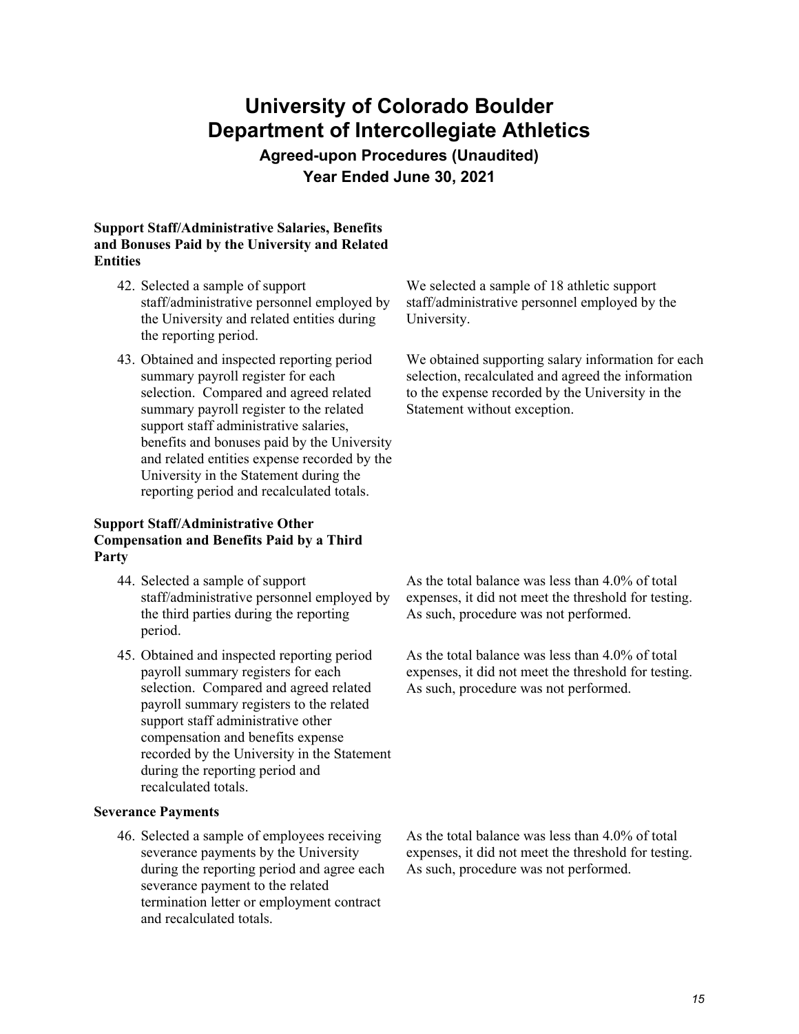# University of Colorado Boulder
# Department of Intercollegiate Athletics

### Agreed-upon Procedures (Unaudited)
### Year Ended June 30, 2021

**Support Staff/Administrative Salaries, Benefits and Bonuses Paid by the University and Related Entities**

| Procedure | Result |
|---|---|
| 42. Selected a sample of support staff/administrative personnel employed by the University and related entities during the reporting period. | We selected a sample of 18 athletic support staff/administrative personnel employed by the University. |
| 43. Obtained and inspected reporting period summary payroll register for each selection. Compared and agreed related summary payroll register to the related support staff administrative salaries, benefits and bonuses paid by the University and related entities expense recorded by the University in the Statement during the reporting period and recalculated totals. | We obtained supporting salary information for each selection, recalculated and agreed the information to the expense recorded by the University in the Statement without exception. |

**Support Staff/Administrative Other Compensation and Benefits Paid by a Third Party**

| Procedure | Result |
|---|---|
| 44. Selected a sample of support staff/administrative personnel employed by the third parties during the reporting period. | As the total balance was less than 4.0% of total expenses, it did not meet the threshold for testing. As such, procedure was not performed. |
| 45. Obtained and inspected reporting period payroll summary registers for each selection. Compared and agreed related payroll summary registers to the related support staff administrative other compensation and benefits expense recorded by the University in the Statement during the reporting period and recalculated totals. | As the total balance was less than 4.0% of total expenses, it did not meet the threshold for testing. As such, procedure was not performed. |

**Severance Payments**

| Procedure | Result |
|---|---|
| 46. Selected a sample of employees receiving severance payments by the University during the reporting period and agree each severance payment to the related termination letter or employment contract and recalculated totals. | As the total balance was less than 4.0% of total expenses, it did not meet the threshold for testing. As such, procedure was not performed. |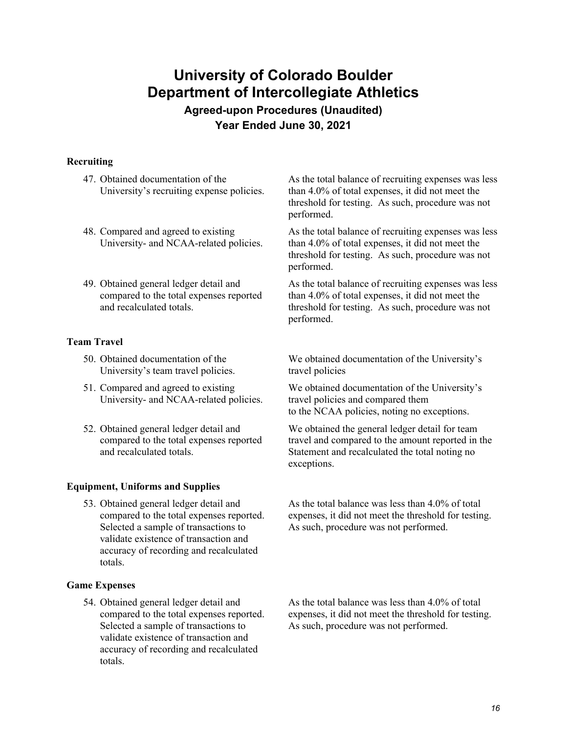# University of Colorado Boulder
# Department of Intercollegiate Athletics

### Agreed-upon Procedures (Unaudited)
### Year Ended June 30, 2021

**Recruiting**

| Procedure | Result |
|---|---|
| 47. Obtained documentation of the University's recruiting expense policies. | As the total balance of recruiting expenses was less than 4.0% of total expenses, it did not meet the threshold for testing. As such, procedure was not performed. |
| 48. Compared and agreed to existing University- and NCAA-related policies. | As the total balance of recruiting expenses was less than 4.0% of total expenses, it did not meet the threshold for testing. As such, procedure was not performed. |
| 49. Obtained general ledger detail and compared to the total expenses reported and recalculated totals. | As the total balance of recruiting expenses was less than 4.0% of total expenses, it did not meet the threshold for testing. As such, procedure was not performed. |

**Team Travel**

| Procedure | Result |
|---|---|
| 50. Obtained documentation of the University's team travel policies. | We obtained documentation of the University's travel policies |
| 51. Compared and agreed to existing University- and NCAA-related policies. | We obtained documentation of the University's travel policies and compared them to the NCAA policies, noting no exceptions. |
| 52. Obtained general ledger detail and compared to the total expenses reported and recalculated totals. | We obtained the general ledger detail for team travel and compared to the amount reported in the Statement and recalculated the total noting no exceptions. |

**Equipment, Uniforms and Supplies**

| Procedure | Result |
|---|---|
| 53. Obtained general ledger detail and compared to the total expenses reported. Selected a sample of transactions to validate existence of transaction and accuracy of recording and recalculated totals. | As the total balance was less than 4.0% of total expenses, it did not meet the threshold for testing. As such, procedure was not performed. |

**Game Expenses**

| Procedure | Result |
|---|---|
| 54. Obtained general ledger detail and compared to the total expenses reported. Selected a sample of transactions to validate existence of transaction and accuracy of recording and recalculated totals. | As the total balance was less than 4.0% of total expenses, it did not meet the threshold for testing. As such, procedure was not performed. |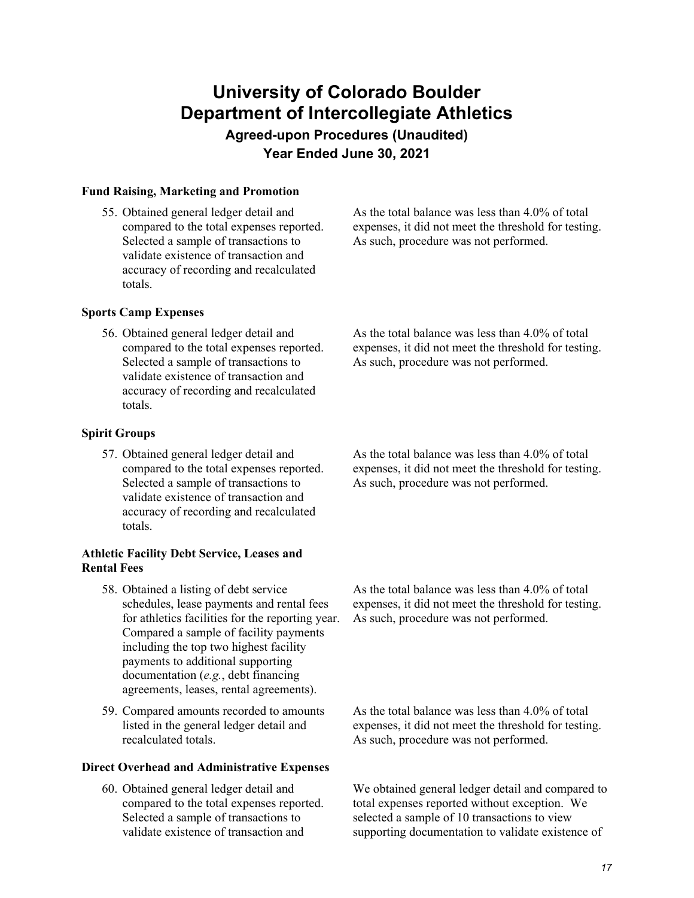# University of Colorado Boulder
# Department of Intercollegiate Athletics
### Agreed-upon Procedures (Unaudited)
### Year Ended June 30, 2021

**Fund Raising, Marketing and Promotion**

55. Obtained general ledger detail and compared to the total expenses reported. Selected a sample of transactions to validate existence of transaction and accuracy of recording and recalculated totals.

As the total balance was less than 4.0% of total expenses, it did not meet the threshold for testing. As such, procedure was not performed.

**Sports Camp Expenses**

56. Obtained general ledger detail and compared to the total expenses reported. Selected a sample of transactions to validate existence of transaction and accuracy of recording and recalculated totals.

As the total balance was less than 4.0% of total expenses, it did not meet the threshold for testing. As such, procedure was not performed.

**Spirit Groups**

57. Obtained general ledger detail and compared to the total expenses reported. Selected a sample of transactions to validate existence of transaction and accuracy of recording and recalculated totals.

As the total balance was less than 4.0% of total expenses, it did not meet the threshold for testing. As such, procedure was not performed.

**Athletic Facility Debt Service, Leases and Rental Fees**

58. Obtained a listing of debt service schedules, lease payments and rental fees for athletics facilities for the reporting year. Compared a sample of facility payments including the top two highest facility payments to additional supporting documentation (*e.g.*, debt financing agreements, leases, rental agreements).

As the total balance was less than 4.0% of total expenses, it did not meet the threshold for testing. As such, procedure was not performed.

59. Compared amounts recorded to amounts listed in the general ledger detail and recalculated totals.

As the total balance was less than 4.0% of total expenses, it did not meet the threshold for testing. As such, procedure was not performed.

**Direct Overhead and Administrative Expenses**

60. Obtained general ledger detail and compared to the total expenses reported. Selected a sample of transactions to validate existence of transaction and

We obtained general ledger detail and compared to total expenses reported without exception. We selected a sample of 10 transactions to view supporting documentation to validate existence of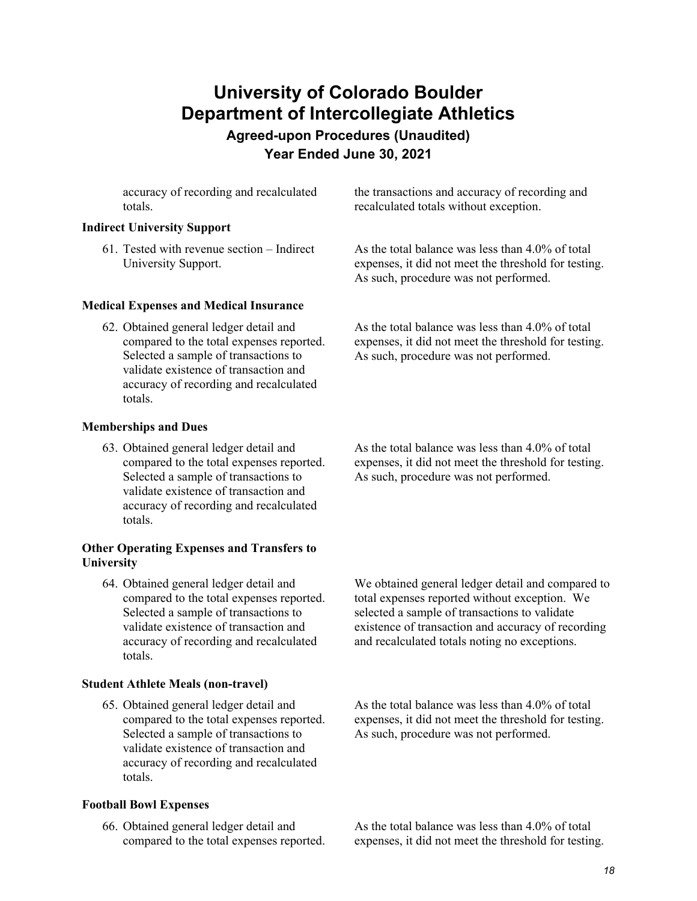| Procedure | Result |
|---|---|
| accuracy of recording and recalculated totals. | the transactions and accuracy of recording and recalculated totals without exception. |

**Indirect University Support**

| Procedure | Result |
|---|---|
| 61. Tested with revenue section – Indirect University Support. | As the total balance was less than 4.0% of total expenses, it did not meet the threshold for testing. As such, procedure was not performed. |

**Medical Expenses and Medical Insurance**

| Procedure | Result |
|---|---|
| 62. Obtained general ledger detail and compared to the total expenses reported. Selected a sample of transactions to validate existence of transaction and accuracy of recording and recalculated totals. | As the total balance was less than 4.0% of total expenses, it did not meet the threshold for testing. As such, procedure was not performed. |

**Memberships and Dues**

| Procedure | Result |
|---|---|
| 63. Obtained general ledger detail and compared to the total expenses reported. Selected a sample of transactions to validate existence of transaction and accuracy of recording and recalculated totals. | As the total balance was less than 4.0% of total expenses, it did not meet the threshold for testing. As such, procedure was not performed. |

**Other Operating Expenses and Transfers to University**

| Procedure | Result |
|---|---|
| 64. Obtained general ledger detail and compared to the total expenses reported. Selected a sample of transactions to validate existence of transaction and accuracy of recording and recalculated totals. | We obtained general ledger detail and compared to total expenses reported without exception. We selected a sample of transactions to validate existence of transaction and accuracy of recording and recalculated totals noting no exceptions. |

**Student Athlete Meals (non-travel)**

| Procedure | Result |
|---|---|
| 65. Obtained general ledger detail and compared to the total expenses reported. Selected a sample of transactions to validate existence of transaction and accuracy of recording and recalculated totals. | As the total balance was less than 4.0% of total expenses, it did not meet the threshold for testing. As such, procedure was not performed. |

**Football Bowl Expenses**

| Procedure | Result |
|---|---|
| 66. Obtained general ledger detail and compared to the total expenses reported. | As the total balance was less than 4.0% of total expenses, it did not meet the threshold for testing. |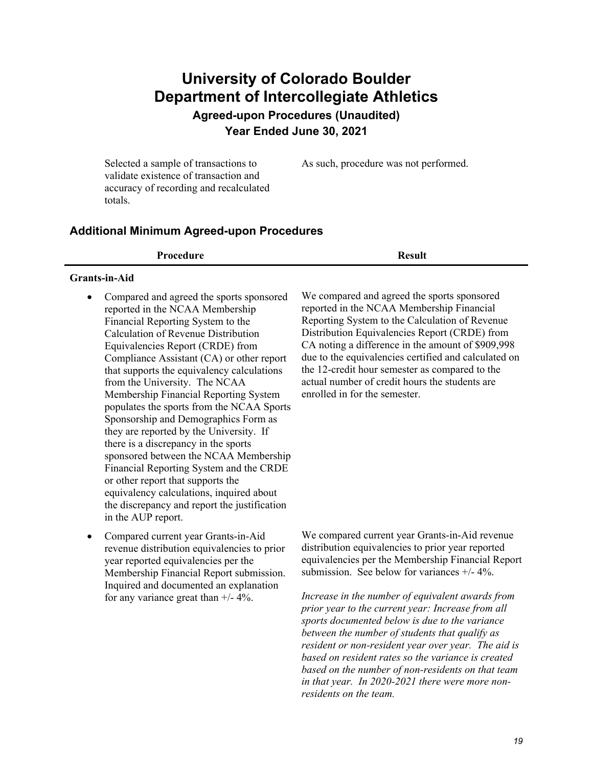# University of Colorado Boulder
# Department of Intercollegiate Athletics

### Agreed-upon Procedures (Unaudited)
### Year Ended June 30, 2021

| | |
|---|---|
| Selected a sample of transactions to validate existence of transaction and accuracy of recording and recalculated totals. | As such, procedure was not performed. |

## Additional Minimum Agreed-upon Procedures

| Procedure | Result |
|---|---|
| **Grants-in-Aid** | |
| • Compared and agreed the sports sponsored reported in the NCAA Membership Financial Reporting System to the Calculation of Revenue Distribution Equivalencies Report (CRDE) from Compliance Assistant (CA) or other report that supports the equivalency calculations from the University. The NCAA Membership Financial Reporting System populates the sports from the NCAA Sports Sponsorship and Demographics Form as they are reported by the University. If there is a discrepancy in the sports sponsored between the NCAA Membership Financial Reporting System and the CRDE or other report that supports the equivalency calculations, inquired about the discrepancy and report the justification in the AUP report. | We compared and agreed the sports sponsored reported in the NCAA Membership Financial Reporting System to the Calculation of Revenue Distribution Equivalencies Report (CRDE) from CA noting a difference in the amount of $909,998 due to the equivalencies certified and calculated on the 12-credit hour semester as compared to the actual number of credit hours the students are enrolled in for the semester. |
| • Compared current year Grants-in-Aid revenue distribution equivalencies to prior year reported equivalencies per the Membership Financial Report submission. Inquired and documented an explanation for any variance great than +/- 4%. | We compared current year Grants-in-Aid revenue distribution equivalencies to prior year reported equivalencies per the Membership Financial Report submission. See below for variances +/- 4%.<br><br>*Increase in the number of equivalent awards from prior year to the current year: Increase from all sports documented below is due to the variance between the number of students that qualify as resident or non-resident year over year. The aid is based on resident rates so the variance is created based on the number of non-residents on that team in that year. In 2020-2021 there were more non-residents on the team.* |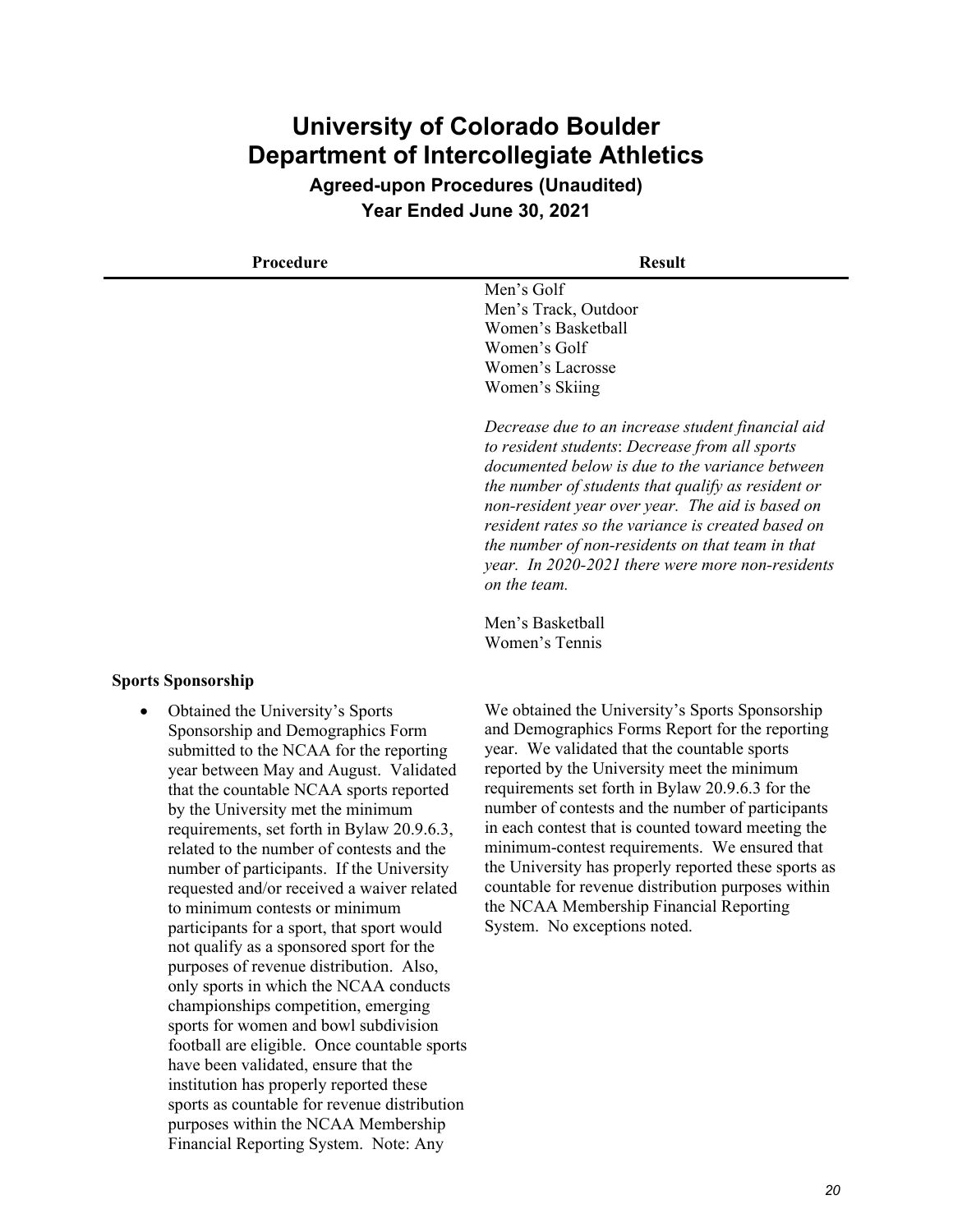# University of Colorado Boulder
# Department of Intercollegiate Athletics

### Agreed-upon Procedures (Unaudited)
### Year Ended June 30, 2021

| Procedure | Result |
|---|---|
| | Men's Golf<br>Men's Track, Outdoor<br>Women's Basketball<br>Women's Golf<br>Women's Lacrosse<br>Women's Skiing<br><br>*Decrease due to an increase student financial aid to resident students*: *Decrease from all sports documented below is due to the variance between the number of students that qualify as resident or non-resident year over year. The aid is based on resident rates so the variance is created based on the number of non-residents on that team in that year. In 2020-2021 there were more non-residents on the team.*<br><br>Men's Basketball<br>Women's Tennis |
| **Sports Sponsorship** | |
| • Obtained the University's Sports Sponsorship and Demographics Form submitted to the NCAA for the reporting year between May and August. Validated that the countable NCAA sports reported by the University met the minimum requirements, set forth in Bylaw 20.9.6.3, related to the number of contests and the number of participants. If the University requested and/or received a waiver related to minimum contests or minimum participants for a sport, that sport would not qualify as a sponsored sport for the purposes of revenue distribution. Also, only sports in which the NCAA conducts championships competition, emerging sports for women and bowl subdivision football are eligible. Once countable sports have been validated, ensure that the institution has properly reported these sports as countable for revenue distribution purposes within the NCAA Membership Financial Reporting System. Note: Any | We obtained the University's Sports Sponsorship and Demographics Forms Report for the reporting year. We validated that the countable sports reported by the University meet the minimum requirements set forth in Bylaw 20.9.6.3 for the number of contests and the number of participants in each contest that is counted toward meeting the minimum-contest requirements. We ensured that the University has properly reported these sports as countable for revenue distribution purposes within the NCAA Membership Financial Reporting System. No exceptions noted. |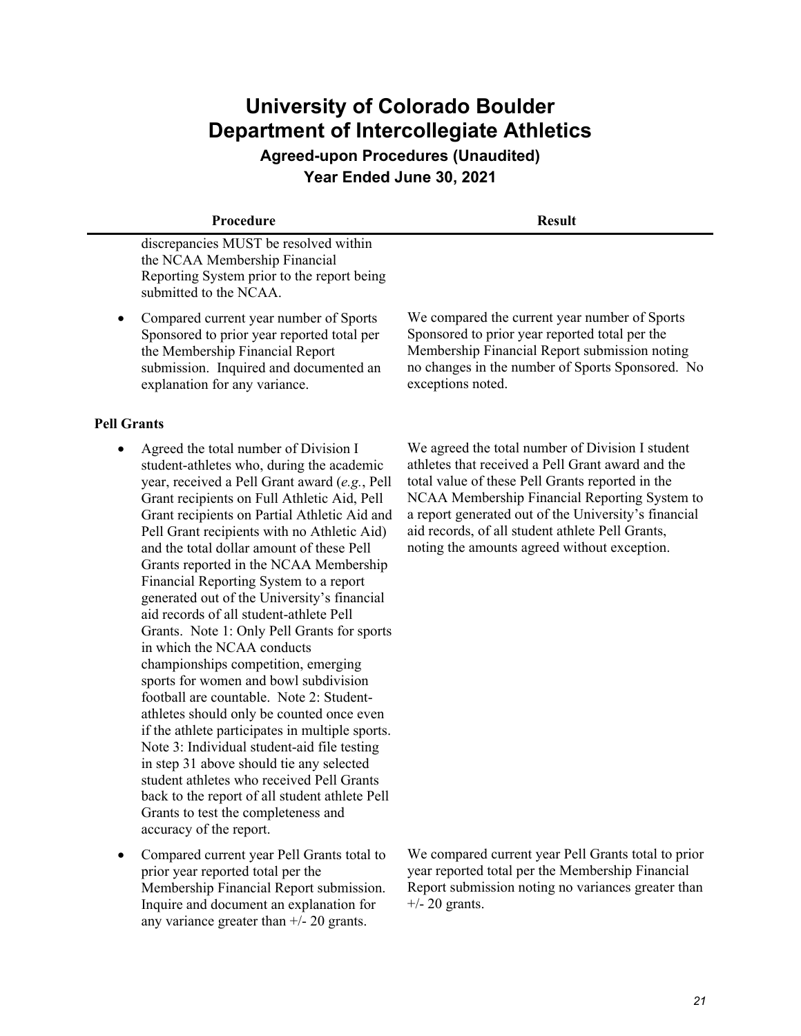# University of Colorado Boulder
# Department of Intercollegiate Athletics

### Agreed-upon Procedures (Unaudited)
### Year Ended June 30, 2021

| Procedure | Result |
|---|---|
| discrepancies MUST be resolved within the NCAA Membership Financial Reporting System prior to the report being submitted to the NCAA. | |
| • Compared current year number of Sports Sponsored to prior year reported total per the Membership Financial Report submission. Inquired and documented an explanation for any variance. | We compared the current year number of Sports Sponsored to prior year reported total per the Membership Financial Report submission noting no changes in the number of Sports Sponsored. No exceptions noted. |
| **Pell Grants** | |
| • Agreed the total number of Division I student-athletes who, during the academic year, received a Pell Grant award (*e.g.*, Pell Grant recipients on Full Athletic Aid, Pell Grant recipients on Partial Athletic Aid and Pell Grant recipients with no Athletic Aid) and the total dollar amount of these Pell Grants reported in the NCAA Membership Financial Reporting System to a report generated out of the University's financial aid records of all student-athlete Pell Grants. Note 1: Only Pell Grants for sports in which the NCAA conducts championships competition, emerging sports for women and bowl subdivision football are countable. Note 2: Student-athletes should only be counted once even if the athlete participates in multiple sports. Note 3: Individual student-aid file testing in step 31 above should tie any selected student athletes who received Pell Grants back to the report of all student athlete Pell Grants to test the completeness and accuracy of the report. | We agreed the total number of Division I student athletes that received a Pell Grant award and the total value of these Pell Grants reported in the NCAA Membership Financial Reporting System to a report generated out of the University's financial aid records, of all student athlete Pell Grants, noting the amounts agreed without exception. |
| • Compared current year Pell Grants total to prior year reported total per the Membership Financial Report submission. Inquire and document an explanation for any variance greater than +/- 20 grants. | We compared current year Pell Grants total to prior year reported total per the Membership Financial Report submission noting no variances greater than +/- 20 grants. |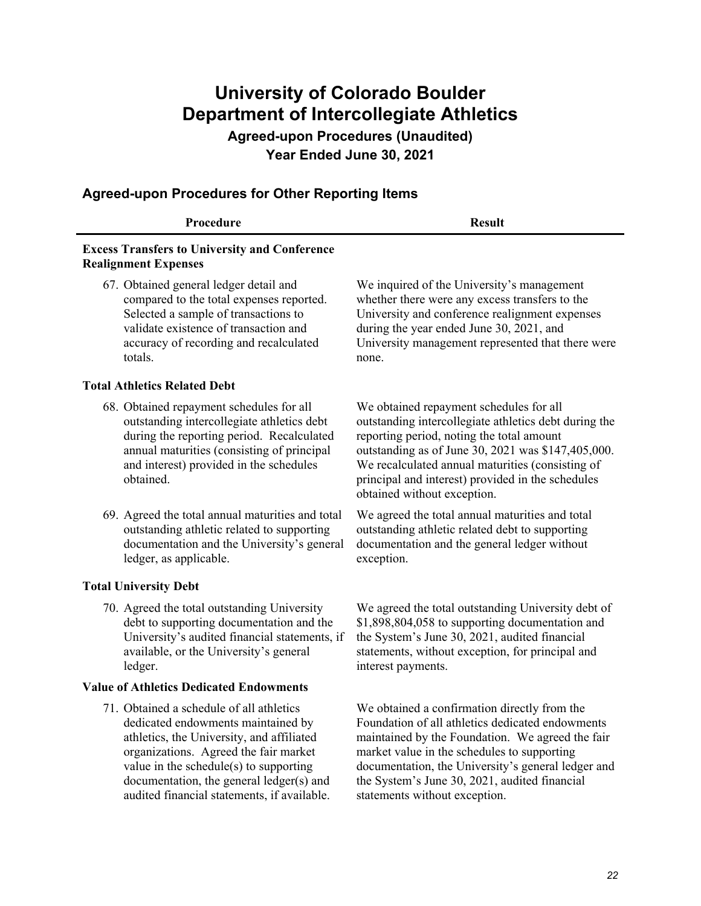# University of Colorado Boulder
# Department of Intercollegiate Athletics

### Agreed-upon Procedures (Unaudited)
### Year Ended June 30, 2021

## Agreed-upon Procedures for Other Reporting Items

| Procedure | Result |
|---|---|
| **Excess Transfers to University and Conference Realignment Expenses** | |
| 67. Obtained general ledger detail and compared to the total expenses reported. Selected a sample of transactions to validate existence of transaction and accuracy of recording and recalculated totals. | We inquired of the University's management whether there were any excess transfers to the University and conference realignment expenses during the year ended June 30, 2021, and University management represented that there were none. |
| **Total Athletics Related Debt** | |
| 68. Obtained repayment schedules for all outstanding intercollegiate athletics debt during the reporting period. Recalculated annual maturities (consisting of principal and interest) provided in the schedules obtained. | We obtained repayment schedules for all outstanding intercollegiate athletics debt during the reporting period, noting the total amount outstanding as of June 30, 2021 was $147,405,000. We recalculated annual maturities (consisting of principal and interest) provided in the schedules obtained without exception. |
| 69. Agreed the total annual maturities and total outstanding athletic related to supporting documentation and the University's general ledger, as applicable. | We agreed the total annual maturities and total outstanding athletic related debt to supporting documentation and the general ledger without exception. |
| **Total University Debt** | |
| 70. Agreed the total outstanding University debt to supporting documentation and the University's audited financial statements, if available, or the University's general ledger. | We agreed the total outstanding University debt of $1,898,804,058 to supporting documentation and the System's June 30, 2021, audited financial statements, without exception, for principal and interest payments. |
| **Value of Athletics Dedicated Endowments** | |
| 71. Obtained a schedule of all athletics dedicated endowments maintained by athletics, the University, and affiliated organizations. Agreed the fair market value in the schedule(s) to supporting documentation, the general ledger(s) and audited financial statements, if available. | We obtained a confirmation directly from the Foundation of all athletics dedicated endowments maintained by the Foundation. We agreed the fair market value in the schedules to supporting documentation, the University's general ledger and the System's June 30, 2021, audited financial statements without exception. |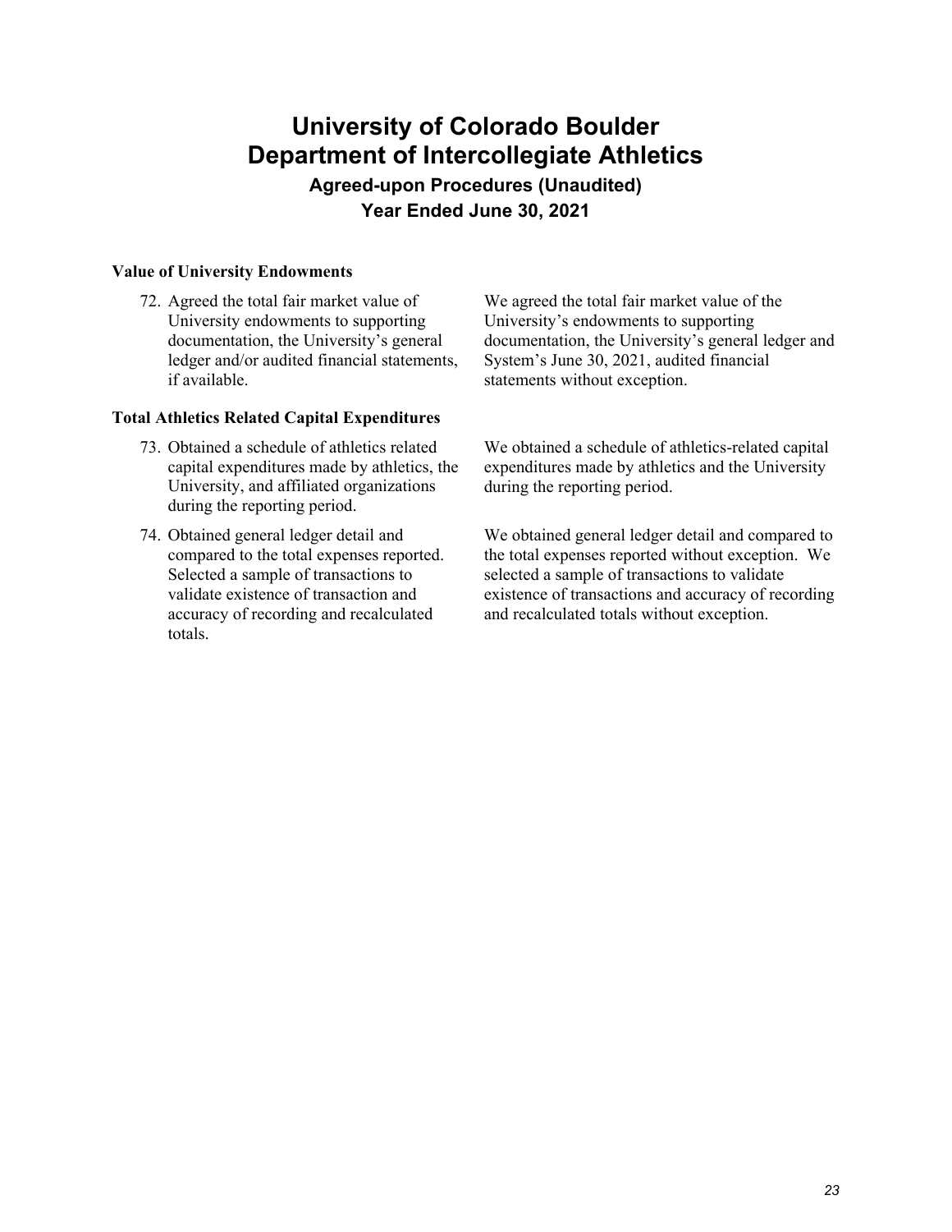# University of Colorado Boulder
# Department of Intercollegiate Athletics

### Agreed-upon Procedures (Unaudited)
### Year Ended June 30, 2021

**Value of University Endowments**

| Procedure | Result |
|---|---|
| 72. Agreed the total fair market value of University endowments to supporting documentation, the University's general ledger and/or audited financial statements, if available. | We agreed the total fair market value of the University's endowments to supporting documentation, the University's general ledger and System's June 30, 2021, audited financial statements without exception. |

**Total Athletics Related Capital Expenditures**

| Procedure | Result |
|---|---|
| 73. Obtained a schedule of athletics related capital expenditures made by athletics, the University, and affiliated organizations during the reporting period. | We obtained a schedule of athletics-related capital expenditures made by athletics and the University during the reporting period. |
| 74. Obtained general ledger detail and compared to the total expenses reported. Selected a sample of transactions to validate existence of transaction and accuracy of recording and recalculated totals. | We obtained general ledger detail and compared to the total expenses reported without exception. We selected a sample of transactions to validate existence of transactions and accuracy of recording and recalculated totals without exception. |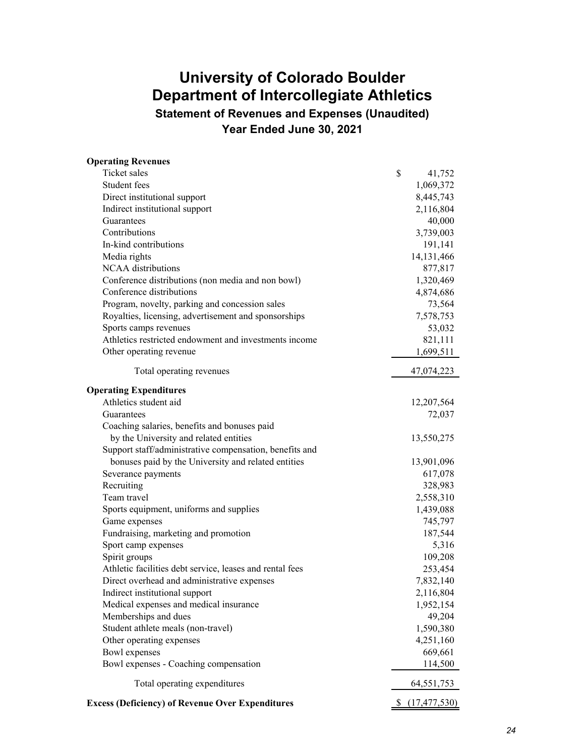# University of Colorado Boulder
# Department of Intercollegiate Athletics
## Statement of Revenues and Expenses (Unaudited)
## Year Ended June 30, 2021

| | |
|---|---|
| **Operating Revenues** | |
| Ticket sales | $ 41,752 |
| Student fees | 1,069,372 |
| Direct institutional support | 8,445,743 |
| Indirect institutional support | 2,116,804 |
| Guarantees | 40,000 |
| Contributions | 3,739,003 |
| In-kind contributions | 191,141 |
| Media rights | 14,131,466 |
| NCAA distributions | 877,817 |
| Conference distributions (non media and non bowl) | 1,320,469 |
| Conference distributions | 4,874,686 |
| Program, novelty, parking and concession sales | 73,564 |
| Royalties, licensing, advertisement and sponsorships | 7,578,753 |
| Sports camps revenues | 53,032 |
| Athletics restricted endowment and investments income | 821,111 |
| Other operating revenue | 1,699,511 |
| Total operating revenues | 47,074,223 |
| **Operating Expenditures** | |
| Athletics student aid | 12,207,564 |
| Guarantees | 72,037 |
| Coaching salaries, benefits and bonuses paid by the University and related entities | 13,550,275 |
| Support staff/administrative compensation, benefits and bonuses paid by the University and related entities | 13,901,096 |
| Severance payments | 617,078 |
| Recruiting | 328,983 |
| Team travel | 2,558,310 |
| Sports equipment, uniforms and supplies | 1,439,088 |
| Game expenses | 745,797 |
| Fundraising, marketing and promotion | 187,544 |
| Sport camp expenses | 5,316 |
| Spirit groups | 109,208 |
| Athletic facilities debt service, leases and rental fees | 253,454 |
| Direct overhead and administrative expenses | 7,832,140 |
| Indirect institutional support | 2,116,804 |
| Medical expenses and medical insurance | 1,952,154 |
| Memberships and dues | 49,204 |
| Student athlete meals (non-travel) | 1,590,380 |
| Other operating expenses | 4,251,160 |
| Bowl expenses | 669,661 |
| Bowl expenses - Coaching compensation | 114,500 |
| Total operating expenditures | 64,551,753 |
| **Excess (Deficiency) of Revenue Over Expenditures** | $ (17,477,530) |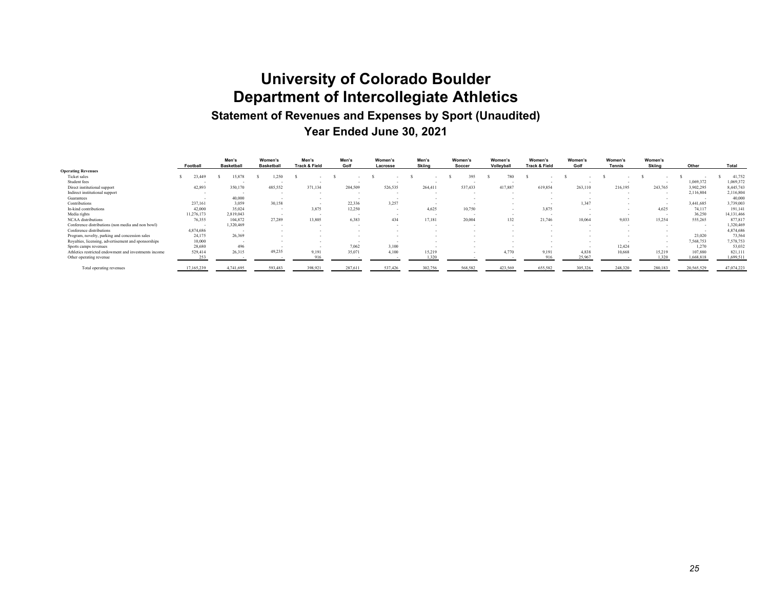# University of Colorado Boulder
# Department of Intercollegiate Athletics

## Statement of Revenues and Expenses by Sport (Unaudited)

### Year Ended June 30, 2021

| | Football | Men's Basketball | Women's Basketball | Men's Track & Field | Men's Golf | Women's Lacrosse | Men's Skiing | Women's Soccer | Women's Volleyball | Women's Track & Field | Women's Golf | Women's Tennis | Women's Skiing | Other | Total |
|---|---|---|---|---|---|---|---|---|---|---|---|---|---|---|---|
| **Operating Revenues** | | | | | | | | | | | | | | | |
| Ticket sales | $ 23,449 | $ 15,878 | $ 1,250 | $ - | $ - | $ - | $ - | $ 395 | $ 780 | $ - | $ - | $ - | $ - | $ - | $ 41,752 |
| Student fees | - | - | - | - | - | - | - | - | - | - | - | - | - | 1,069,372 | 1,069,372 |
| Direct institutional support | 42,893 | 350,170 | 485,552 | 371,134 | 204,509 | 526,535 | 264,411 | 537,433 | 417,887 | 619,854 | 263,110 | 216,195 | 243,765 | 3,902,295 | 8,445,743 |
| Indirect institutional support | - | - | - | - | - | - | - | - | - | - | - | - | - | 2,116,804 | 2,116,804 |
| Guarantees | - | 40,000 | - | - | - | - | - | - | - | - | - | - | - | - | 40,000 |
| Contributions | 237,161 | 3,059 | 30,158 | - | 22,336 | 3,257 | - | - | - | - | 1,347 | - | - | 3,441,685 | 3,739,003 |
| In-kind contributions | 42,000 | 35,024 | - | 3,875 | 12,250 | - | 4,625 | 10,750 | - | 3,875 | - | - | 4,625 | 74,117 | 191,141 |
| Media rights | 11,276,173 | 2,819,043 | - | - | - | - | - | - | - | - | - | - | - | 36,250 | 14,131,466 |
| NCAA distributions | 76,355 | 104,872 | 27,289 | 13,805 | 6,383 | 434 | 17,181 | 20,004 | 132 | 21,746 | 10,064 | 9,033 | 15,254 | 555,265 | 877,817 |
| Conference distributions (non media and non bowl) | - | 1,320,469 | - | - | - | - | - | - | - | - | - | - | - | - | 1,320,469 |
| Conference distributions | 4,874,686 | - | - | - | - | - | - | - | - | - | - | - | - | - | 4,874,686 |
| Program, novelty, parking and concession sales | 24,175 | 26,369 | - | - | - | - | - | - | - | - | - | - | - | 23,020 | 73,564 |
| Royalties, licensing, advertisement and sponsorships | 10,000 | - | - | - | - | - | - | - | - | - | - | - | - | 7,568,753 | 7,578,753 |
| Sports camps revenues | 28,680 | 496 | - | - | 7,062 | 3,100 | - | - | - | - | - | 12,424 | - | 1,270 | 53,032 |
| Athletics restricted endowment and investments income | 529,414 | 26,315 | 49,235 | 9,191 | 35,071 | 4,100 | 15,219 | - | 4,770 | 9,191 | 4,838 | 10,668 | 15,219 | 107,880 | 821,111 |
| Other operating revenue | 253 | - | - | 916 | - | - | 1,320 | - | - | 916 | 25,967 | - | 1,320 | 1,668,818 | 1,699,511 |
| Total operating revenues | 17,165,239 | 4,741,695 | 593,483 | 398,921 | 287,611 | 537,426 | 302,756 | 568,582 | 423,569 | 655,582 | 305,326 | 248,320 | 280,183 | 20,565,529 | 47,074,223 |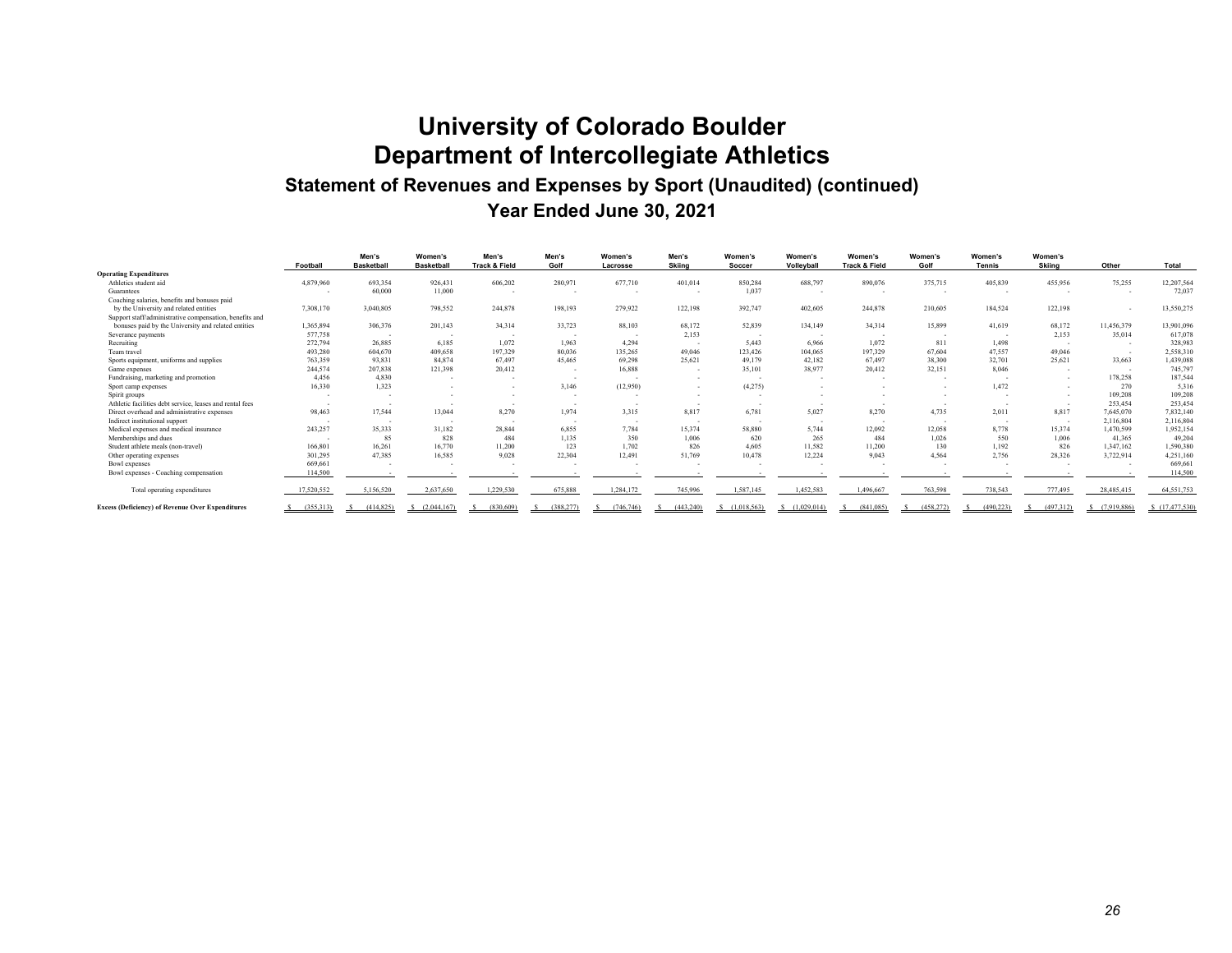# University of Colorado Boulder
# Department of Intercollegiate Athletics

### Statement of Revenues and Expenses by Sport (Unaudited) (continued)

### Year Ended June 30, 2021

| | Football | Men's Basketball | Women's Basketball | Men's Track & Field | Men's Golf | Women's Lacrosse | Men's Skiing | Women's Soccer | Women's Volleyball | Women's Track & Field | Women's Golf | Women's Tennis | Women's Skiing | Other | Total |
|---|---|---|---|---|---|---|---|---|---|---|---|---|---|---|---|
| **Operating Expenditures** | | | | | | | | | | | | | | | |
| Athletics student aid | 4,879,960 | 693,354 | 926,431 | 606,202 | 280,971 | 677,710 | 401,014 | 850,284 | 688,797 | 890,076 | 375,715 | 405,839 | 455,956 | 75,255 | 12,207,564 |
| Guarantees | - | 60,000 | 11,000 | - | - | - | - | 1,037 | - | - | - | - | - | - | 72,037 |
| Coaching salaries, benefits and bonuses paid by the University and related entities | 7,308,170 | 3,040,805 | 798,552 | 244,878 | 198,193 | 279,922 | 122,198 | 392,747 | 402,605 | 244,878 | 210,605 | 184,524 | 122,198 | - | 13,550,275 |
| Support staff/administrative compensation, benefits and bonuses paid by the University and related entities | 1,365,894 | 306,376 | 201,143 | 34,314 | 33,723 | 88,103 | 68,172 | 52,839 | 134,149 | 34,314 | 15,899 | 41,619 | 68,172 | 11,456,379 | 13,901,096 |
| Severance payments | 577,758 | - | - | - | - | - | 2,153 | - | - | - | - | - | 2,153 | 35,014 | 617,078 |
| Recruiting | 272,794 | 26,885 | 6,185 | 1,072 | 1,963 | 4,294 | - | 5,443 | 6,966 | 1,072 | 811 | 1,498 | - | - | 328,983 |
| Team travel | 493,280 | 604,670 | 409,658 | 197,329 | 80,036 | 135,265 | 49,046 | 123,426 | 104,065 | 197,329 | 67,604 | 47,557 | 49,046 | - | 2,558,310 |
| Sports equipment, uniforms and supplies | 763,359 | 93,831 | 84,874 | 67,497 | 45,465 | 69,298 | 25,621 | 49,179 | 42,182 | 67,497 | 38,300 | 32,701 | 25,621 | 33,663 | 1,439,088 |
| Game expenses | 244,574 | 207,838 | 121,398 | 20,412 | - | 16,888 | - | 35,101 | 38,977 | 20,412 | 32,151 | 8,046 | - | - | 745,797 |
| Fundraising, marketing and promotion | 4,456 | 4,830 | - | - | - | - | - | - | - | - | - | - | - | 178,258 | 187,544 |
| Sport camp expenses | 16,330 | 1,323 | - | - | 3,146 | (12,950) | - | (4,275) | - | - | - | 1,472 | - | 270 | 5,316 |
| Spirit groups | - | - | - | - | - | - | - | - | - | - | - | - | - | 109,208 | 109,208 |
| Athletic facilities debt service, leases and rental fees | - | - | - | - | - | - | - | - | - | - | - | - | - | 253,454 | 253,454 |
| Direct overhead and administrative expenses | 98,463 | 17,544 | 13,044 | 8,270 | 1,974 | 3,315 | 8,817 | 6,781 | 5,027 | 8,270 | 4,735 | 2,011 | 8,817 | 7,645,070 | 7,832,140 |
| Indirect institutional support | - | - | - | - | - | - | - | - | - | - | - | - | - | 2,116,804 | 2,116,804 |
| Medical expenses and medical insurance | 243,257 | 35,333 | 31,182 | 28,844 | 6,855 | 7,784 | 15,374 | 58,880 | 5,744 | 12,092 | 12,058 | 8,778 | 15,374 | 1,470,599 | 1,952,154 |
| Memberships and dues | - | 85 | 828 | 484 | 1,135 | 350 | 1,006 | 620 | 265 | 484 | 1,026 | 550 | 1,006 | 41,365 | 49,204 |
| Student athlete meals (non-travel) | 166,801 | 16,261 | 16,770 | 11,200 | 123 | 1,702 | 826 | 4,605 | 11,582 | 11,200 | 130 | 1,192 | 826 | 1,347,162 | 1,590,380 |
| Other operating expenses | 301,295 | 47,385 | 16,585 | 9,028 | 22,304 | 12,491 | 51,769 | 10,478 | 12,224 | 9,043 | 4,564 | 2,756 | 28,326 | 3,722,914 | 4,251,160 |
| Bowl expenses | 669,661 | - | - | - | - | - | - | - | - | - | - | - | - | - | 669,661 |
| Bowl expenses - Coaching compensation | 114,500 | - | - | - | - | - | - | - | - | - | - | - | - | - | 114,500 |
| Total operating expenditures | 17,520,552 | 5,156,520 | 2,637,650 | 1,229,530 | 675,888 | 1,284,172 | 745,996 | 1,587,145 | 1,452,583 | 1,496,667 | 763,598 | 738,543 | 777,495 | 28,485,415 | 64,551,753 |
| **Excess (Deficiency) of Revenue Over Expenditures** | $ (355,313) | $ (414,825) | $ (2,044,167) | $ (830,609) | $ (388,277) | $ (746,746) | $ (443,240) | $ (1,018,563) | $ (1,029,014) | $ (841,085) | $ (458,272) | $ (490,223) | $ (497,312) | $ (7,919,886) | $ (17,477,530) |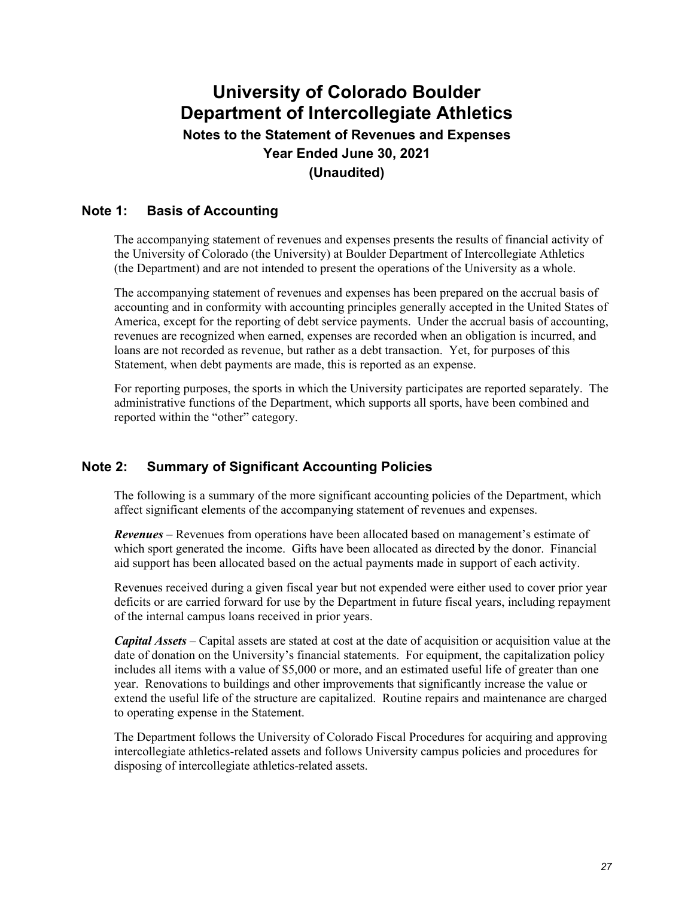# University of Colorado Boulder
# Department of Intercollegiate Athletics
## Notes to the Statement of Revenues and Expenses
## Year Ended June 30, 2021
## (Unaudited)

### Note 1: Basis of Accounting

The accompanying statement of revenues and expenses presents the results of financial activity of the University of Colorado (the University) at Boulder Department of Intercollegiate Athletics (the Department) and are not intended to present the operations of the University as a whole.

The accompanying statement of revenues and expenses has been prepared on the accrual basis of accounting and in conformity with accounting principles generally accepted in the United States of America, except for the reporting of debt service payments. Under the accrual basis of accounting, revenues are recognized when earned, expenses are recorded when an obligation is incurred, and loans are not recorded as revenue, but rather as a debt transaction. Yet, for purposes of this Statement, when debt payments are made, this is reported as an expense.

For reporting purposes, the sports in which the University participates are reported separately. The administrative functions of the Department, which supports all sports, have been combined and reported within the "other" category.

### Note 2: Summary of Significant Accounting Policies

The following is a summary of the more significant accounting policies of the Department, which affect significant elements of the accompanying statement of revenues and expenses.

***Revenues*** – Revenues from operations have been allocated based on management's estimate of which sport generated the income. Gifts have been allocated as directed by the donor. Financial aid support has been allocated based on the actual payments made in support of each activity.

Revenues received during a given fiscal year but not expended were either used to cover prior year deficits or are carried forward for use by the Department in future fiscal years, including repayment of the internal campus loans received in prior years.

***Capital Assets*** – Capital assets are stated at cost at the date of acquisition or acquisition value at the date of donation on the University's financial statements. For equipment, the capitalization policy includes all items with a value of $5,000 or more, and an estimated useful life of greater than one year. Renovations to buildings and other improvements that significantly increase the value or extend the useful life of the structure are capitalized. Routine repairs and maintenance are charged to operating expense in the Statement.

The Department follows the University of Colorado Fiscal Procedures for acquiring and approving intercollegiate athletics-related assets and follows University campus policies and procedures for disposing of intercollegiate athletics-related assets.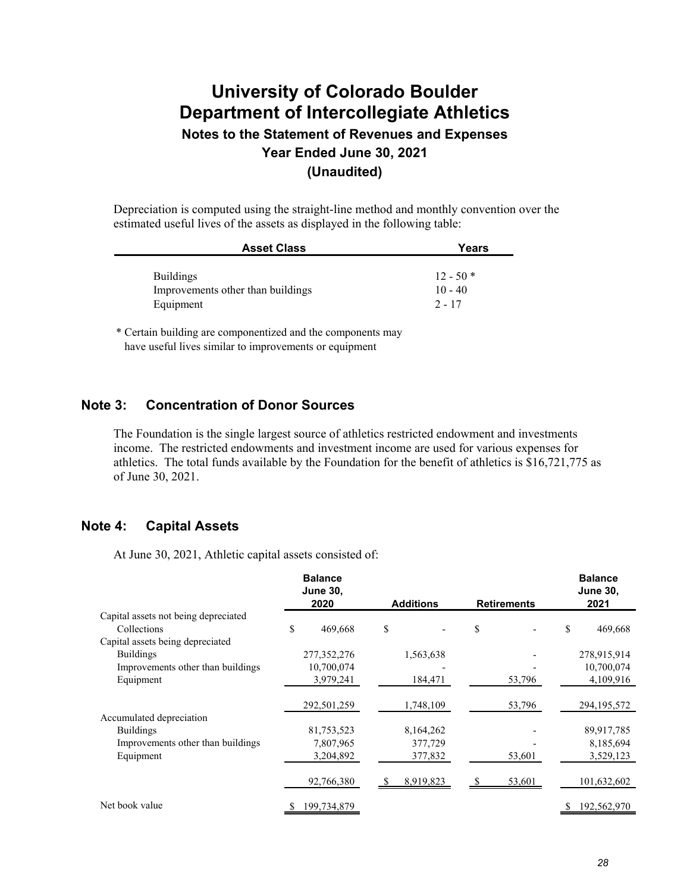# University of Colorado Boulder
# Department of Intercollegiate Athletics
### Notes to the Statement of Revenues and Expenses
### Year Ended June 30, 2021
### (Unaudited)

Depreciation is computed using the straight-line method and monthly convention over the estimated useful lives of the assets as displayed in the following table:

| Asset Class | Years |
|---|---|
| Buildings | 12 - 50 * |
| Improvements other than buildings | 10 - 40 |
| Equipment | 2 - 17 |

\* Certain building are componentized and the components may have useful lives similar to improvements or equipment

## Note 3: Concentration of Donor Sources

The Foundation is the single largest source of athletics restricted endowment and investments income. The restricted endowments and investment income are used for various expenses for athletics. The total funds available by the Foundation for the benefit of athletics is $16,721,775 as of June 30, 2021.

## Note 4: Capital Assets

At June 30, 2021, Athletic capital assets consisted of:

| | Balance June 30, 2020 | Additions | Retirements | Balance June 30, 2021 |
|---|---|---|---|---|
| Capital assets not being depreciated | | | | |
| Collections | $ 469,668 | $ - | $ - | $ 469,668 |
| Capital assets being depreciated | | | | |
| Buildings | 277,352,276 | 1,563,638 | - | 278,915,914 |
| Improvements other than buildings | 10,700,074 | - | - | 10,700,074 |
| Equipment | 3,979,241 | 184,471 | 53,796 | 4,109,916 |
| | 292,501,259 | 1,748,109 | 53,796 | 294,195,572 |
| Accumulated depreciation | | | | |
| Buildings | 81,753,523 | 8,164,262 | - | 89,917,785 |
| Improvements other than buildings | 7,807,965 | 377,729 | - | 8,185,694 |
| Equipment | 3,204,892 | 377,832 | 53,601 | 3,529,123 |
| | 92,766,380 | $ 8,919,823 | $ 53,601 | 101,632,602 |
| Net book value | $ 199,734,879 | | | $ 192,562,970 |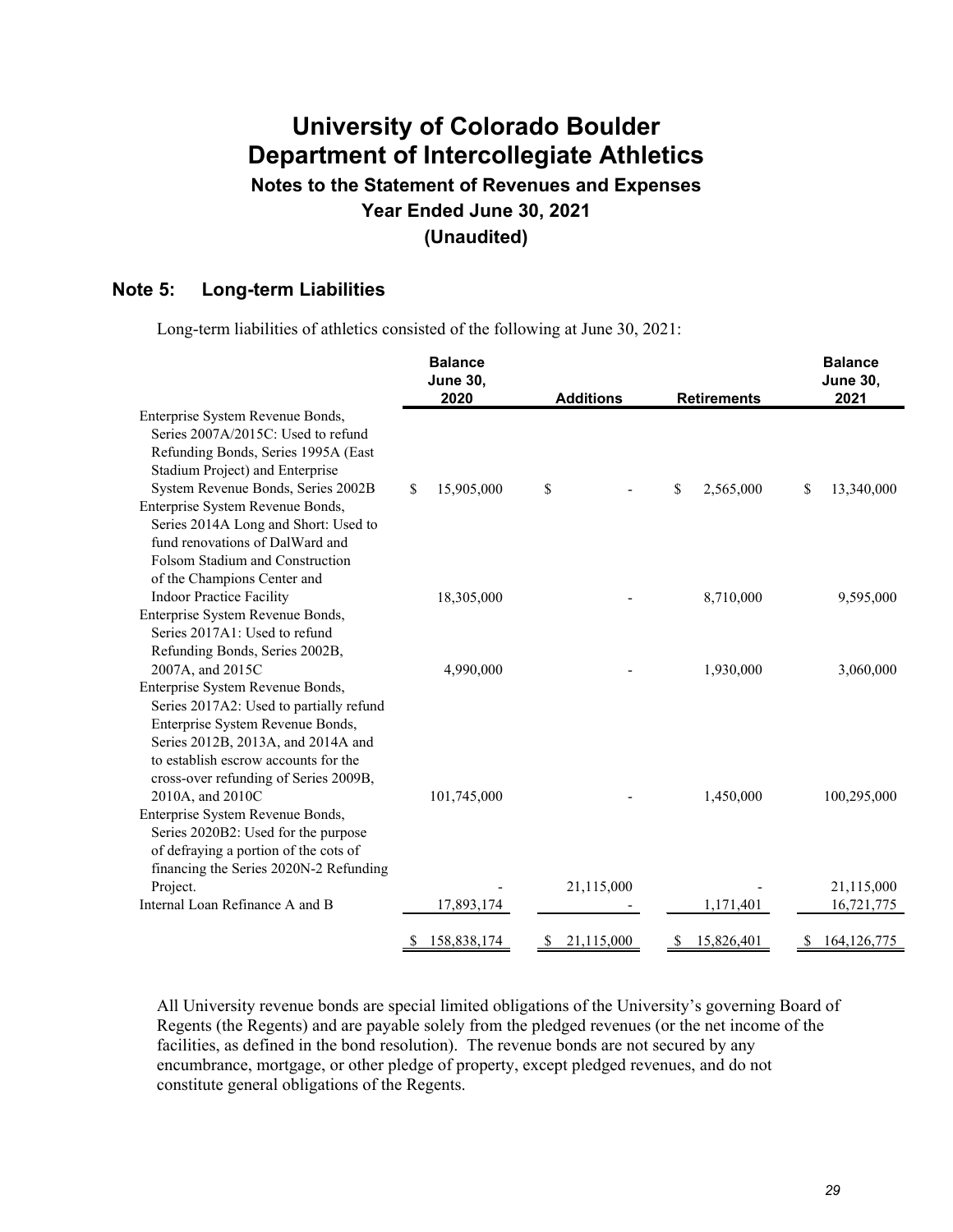# University of Colorado Boulder
# Department of Intercollegiate Athletics
## Notes to the Statement of Revenues and Expenses
## Year Ended June 30, 2021
## (Unaudited)

### Note 5: Long-term Liabilities

Long-term liabilities of athletics consisted of the following at June 30, 2021:

| | Balance June 30, 2020 | Additions | Retirements | Balance June 30, 2021 |
|---|---|---|---|---|
| Enterprise System Revenue Bonds, Series 2007A/2015C: Used to refund Refunding Bonds, Series 1995A (East Stadium Project) and Enterprise System Revenue Bonds, Series 2002B | $ 15,905,000 | $ - | $ 2,565,000 | $ 13,340,000 |
| Enterprise System Revenue Bonds, Series 2014A Long and Short: Used to fund renovations of DalWard and Folsom Stadium and Construction of the Champions Center and Indoor Practice Facility | 18,305,000 | - | 8,710,000 | 9,595,000 |
| Enterprise System Revenue Bonds, Series 2017A1: Used to refund Refunding Bonds, Series 2002B, 2007A, and 2015C | 4,990,000 | - | 1,930,000 | 3,060,000 |
| Enterprise System Revenue Bonds, Series 2017A2: Used to partially refund Enterprise System Revenue Bonds, Series 2012B, 2013A, and 2014A and to establish escrow accounts for the cross-over refunding of Series 2009B, 2010A, and 2010C | 101,745,000 | - | 1,450,000 | 100,295,000 |
| Enterprise System Revenue Bonds, Series 2020B2: Used for the purpose of defraying a portion of the cots of financing the Series 2020N-2 Refunding Project. | - | 21,115,000 | - | 21,115,000 |
| Internal Loan Refinance A and B | 17,893,174 | - | 1,171,401 | 16,721,775 |
| | $ 158,838,174 | $ 21,115,000 | $ 15,826,401 | $ 164,126,775 |

All University revenue bonds are special limited obligations of the University's governing Board of Regents (the Regents) and are payable solely from the pledged revenues (or the net income of the facilities, as defined in the bond resolution). The revenue bonds are not secured by any encumbrance, mortgage, or other pledge of property, except pledged revenues, and do not constitute general obligations of the Regents.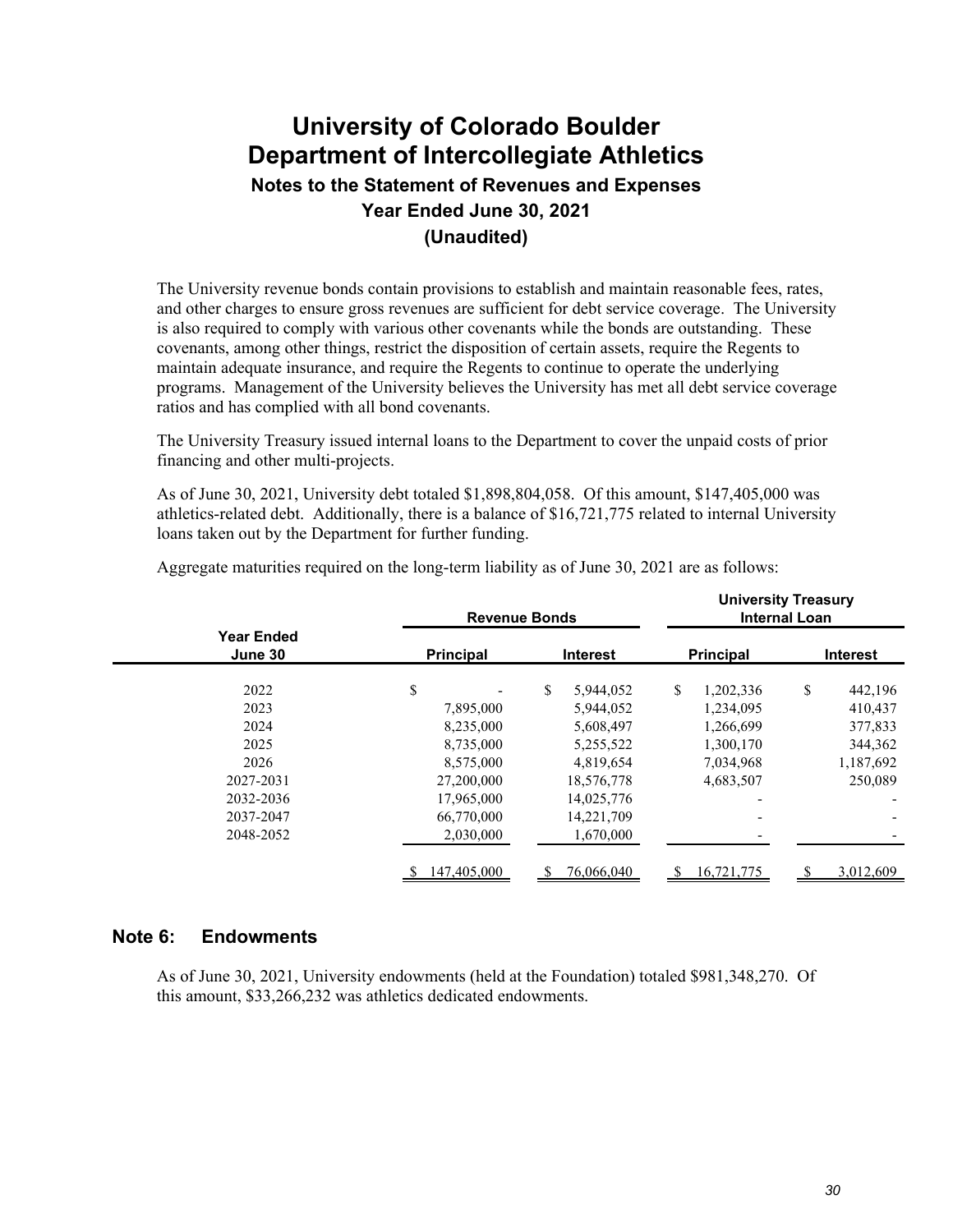# University of Colorado Boulder
# Department of Intercollegiate Athletics
## Notes to the Statement of Revenues and Expenses
## Year Ended June 30, 2021
## (Unaudited)

The University revenue bonds contain provisions to establish and maintain reasonable fees, rates, and other charges to ensure gross revenues are sufficient for debt service coverage. The University is also required to comply with various other covenants while the bonds are outstanding. These covenants, among other things, restrict the disposition of certain assets, require the Regents to maintain adequate insurance, and require the Regents to continue to operate the underlying programs. Management of the University believes the University has met all debt service coverage ratios and has complied with all bond covenants.

The University Treasury issued internal loans to the Department to cover the unpaid costs of prior financing and other multi-projects.

As of June 30, 2021, University debt totaled $1,898,804,058. Of this amount, $147,405,000 was athletics-related debt. Additionally, there is a balance of $16,721,775 related to internal University loans taken out by the Department for further funding.

Aggregate maturities required on the long-term liability as of June 30, 2021 are as follows:

| | Revenue Bonds | | University Treasury Internal Loan | |
|---|---|---|---|---|
| **Year Ended June 30** | **Principal** | **Interest** | **Principal** | **Interest** |
| 2022 | $ - | $ 5,944,052 | $ 1,202,336 | $ 442,196 |
| 2023 | 7,895,000 | 5,944,052 | 1,234,095 | 410,437 |
| 2024 | 8,235,000 | 5,608,497 | 1,266,699 | 377,833 |
| 2025 | 8,735,000 | 5,255,522 | 1,300,170 | 344,362 |
| 2026 | 8,575,000 | 4,819,654 | 7,034,968 | 1,187,692 |
| 2027-2031 | 27,200,000 | 18,576,778 | 4,683,507 | 250,089 |
| 2032-2036 | 17,965,000 | 14,025,776 | - | - |
| 2037-2047 | 66,770,000 | 14,221,709 | - | - |
| 2048-2052 | 2,030,000 | 1,670,000 | - | - |
| | $ 147,405,000 | $ 76,066,040 | $ 16,721,775 | $ 3,012,609 |

## Note 6: Endowments

As of June 30, 2021, University endowments (held at the Foundation) totaled $981,348,270. Of this amount, $33,266,232 was athletics dedicated endowments.